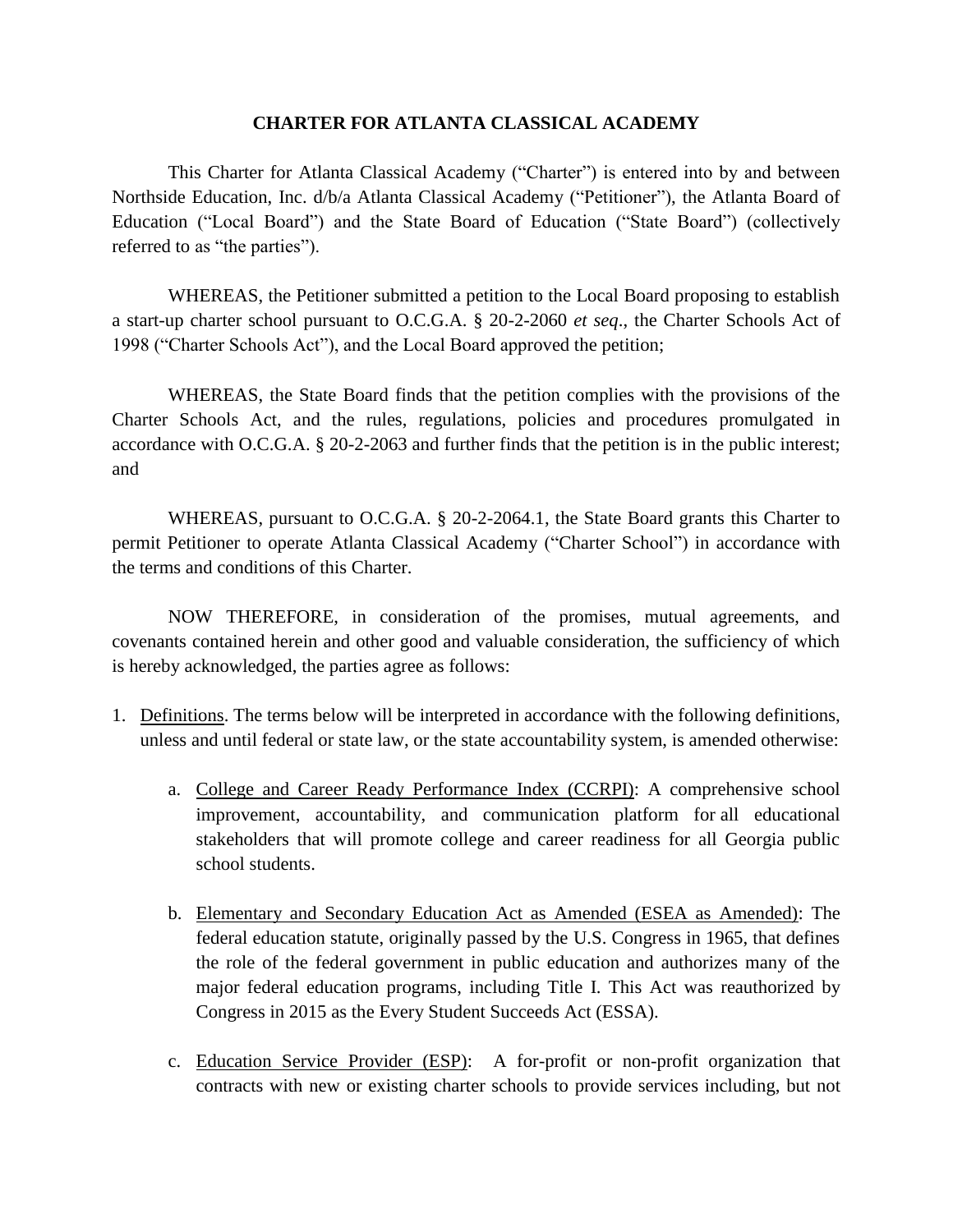# CHARTER FOR ATLANTA CLASSICAL ACADEMY

This Charter for Atlanta Classical Academy ("Charter") is entered into by and between Northside Education, Inc. d/b/a Atlanta Classical Academy ("Petitioner"), the Atlanta Board of Education ("Local Board") and the State Board of Education ("State Board") (collectively referred to as "the parties").

WHEREAS, the Petitioner submitted a petition to the Local Board proposing to establish a start-up charter school pursuant to O.C.G.A. § 20-2-2060 *et seq*., the Charter Schools Act of 1998 ("Charter Schools Act"), and the Local Board approved the petition;

WHEREAS, the State Board finds that the petition complies with the provisions of the Charter Schools Act, and the rules, regulations, policies and procedures promulgated in accordance with O.C.G.A. § 20-2-2063 and further finds that the petition is in the public interest; and

WHEREAS, pursuant to O.C.G.A. § 20-2-2064.1, the State Board grants this Charter to permit Petitioner to operate Atlanta Classical Academy ("Charter School") in accordance with the terms and conditions of this Charter.

NOW THEREFORE, in consideration of the promises, mutual agreements, and covenants contained herein and other good and valuable consideration, the sufficiency of which is hereby acknowledged, the parties agree as follows:

1. Definitions. The terms below will be interpreted in accordance with the following definitions, unless and until federal or state law, or the state accountability system, is amended otherwise:

    a. College and Career Ready Performance Index (CCRPI): A comprehensive school improvement, accountability, and communication platform for all educational stakeholders that will promote college and career readiness for all Georgia public school students.

    b. Elementary and Secondary Education Act as Amended (ESEA as Amended): The federal education statute, originally passed by the U.S. Congress in 1965, that defines the role of the federal government in public education and authorizes many of the major federal education programs, including Title I. This Act was reauthorized by Congress in 2015 as the Every Student Succeeds Act (ESSA).

    c. Education Service Provider (ESP): A for-profit or non-profit organization that contracts with new or existing charter schools to provide services including, but not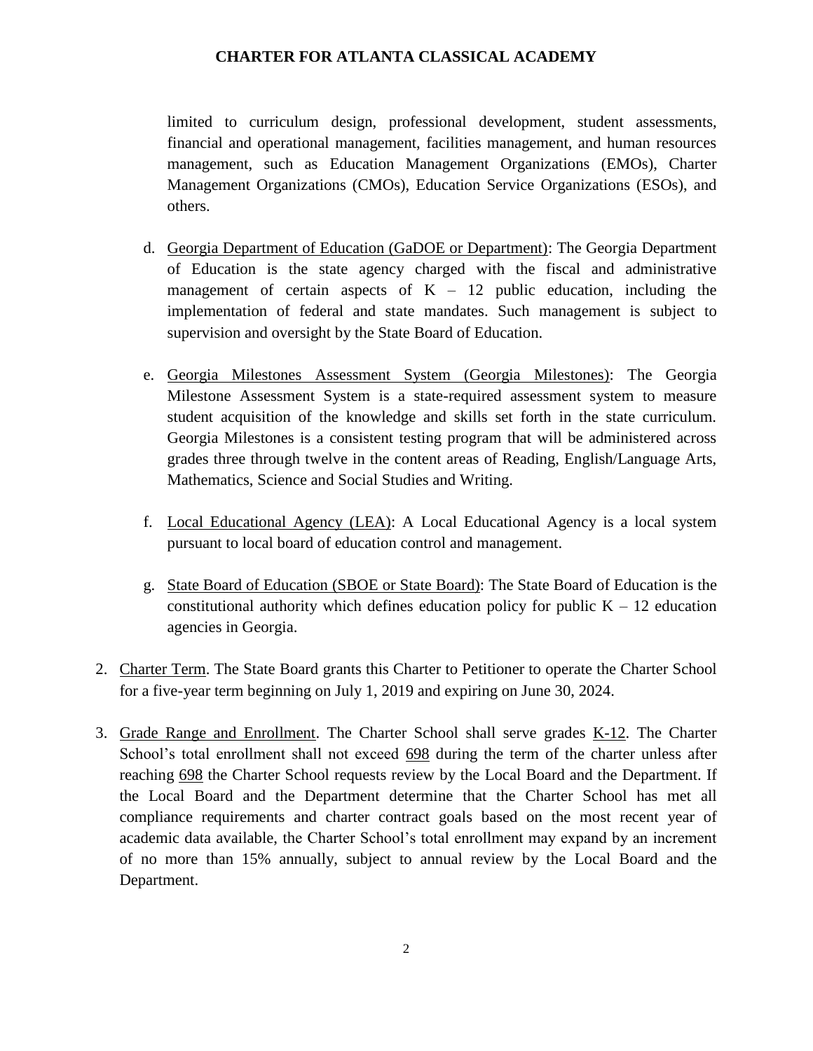limited to curriculum design, professional development, student assessments, financial and operational management, facilities management, and human resources management, such as Education Management Organizations (EMOs), Charter Management Organizations (CMOs), Education Service Organizations (ESOs), and others.

d. <u>Georgia Department of Education (GaDOE or Department)</u>: The Georgia Department of Education is the state agency charged with the fiscal and administrative management of certain aspects of K – 12 public education, including the implementation of federal and state mandates. Such management is subject to supervision and oversight by the State Board of Education.

e. <u>Georgia Milestones Assessment System (Georgia Milestones)</u>: The Georgia Milestone Assessment System is a state-required assessment system to measure student acquisition of the knowledge and skills set forth in the state curriculum. Georgia Milestones is a consistent testing program that will be administered across grades three through twelve in the content areas of Reading, English/Language Arts, Mathematics, Science and Social Studies and Writing.

f. <u>Local Educational Agency (LEA)</u>: A Local Educational Agency is a local system pursuant to local board of education control and management.

g. <u>State Board of Education (SBOE or State Board)</u>: The State Board of Education is the constitutional authority which defines education policy for public K – 12 education agencies in Georgia.

2. <u>Charter Term</u>. The State Board grants this Charter to Petitioner to operate the Charter School for a five-year term beginning on July 1, 2019 and expiring on June 30, 2024.

3. <u>Grade Range and Enrollment</u>. The Charter School shall serve grades <u>K-12</u>. The Charter School's total enrollment shall not exceed <u>698</u> during the term of the charter unless after reaching <u>698</u> the Charter School requests review by the Local Board and the Department. If the Local Board and the Department determine that the Charter School has met all compliance requirements and charter contract goals based on the most recent year of academic data available, the Charter School's total enrollment may expand by an increment of no more than 15% annually, subject to annual review by the Local Board and the Department.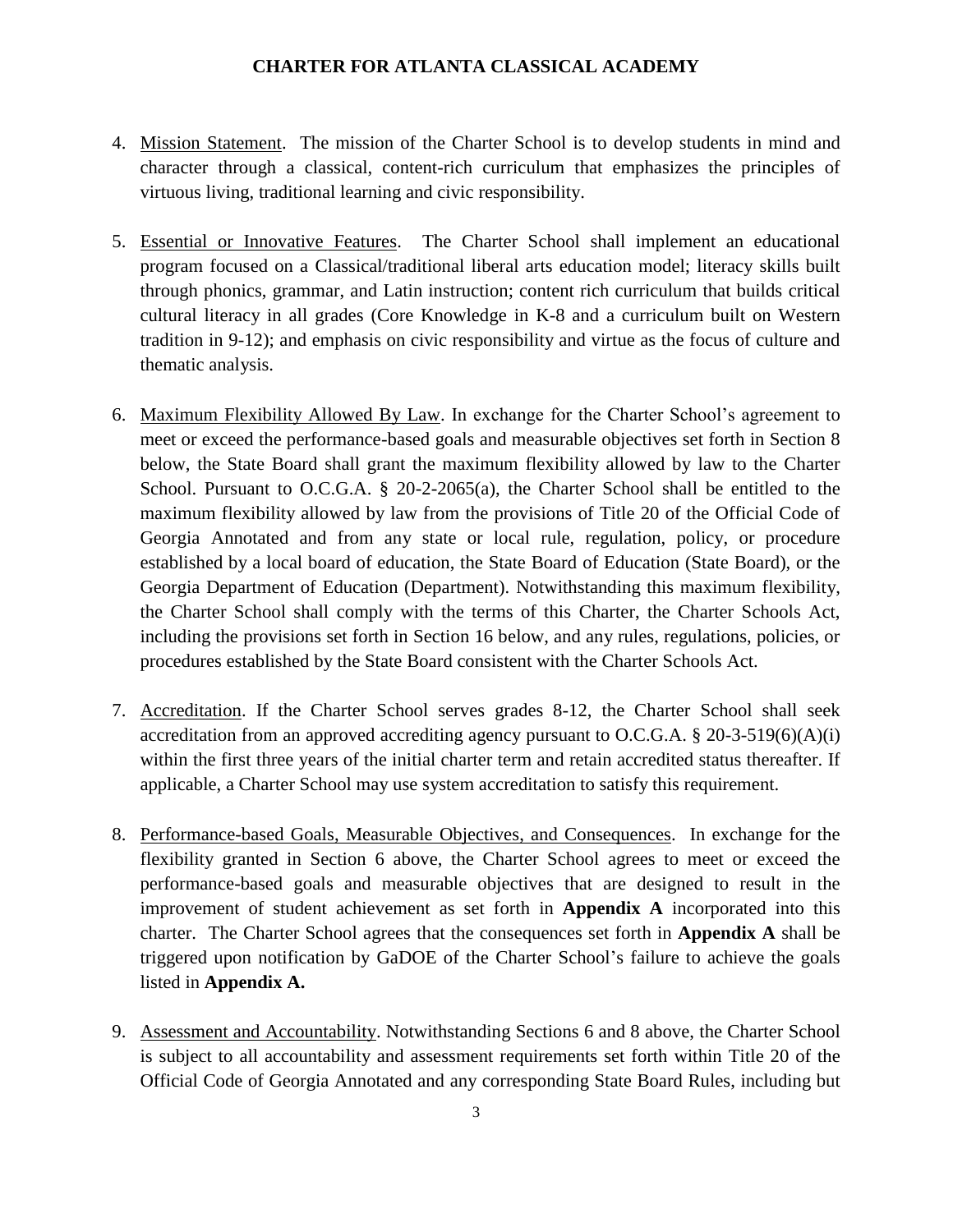4. Mission Statement. The mission of the Charter School is to develop students in mind and character through a classical, content-rich curriculum that emphasizes the principles of virtuous living, traditional learning and civic responsibility.

5. Essential or Innovative Features. The Charter School shall implement an educational program focused on a Classical/traditional liberal arts education model; literacy skills built through phonics, grammar, and Latin instruction; content rich curriculum that builds critical cultural literacy in all grades (Core Knowledge in K-8 and a curriculum built on Western tradition in 9-12); and emphasis on civic responsibility and virtue as the focus of culture and thematic analysis.

6. Maximum Flexibility Allowed By Law. In exchange for the Charter School's agreement to meet or exceed the performance-based goals and measurable objectives set forth in Section 8 below, the State Board shall grant the maximum flexibility allowed by law to the Charter School. Pursuant to O.C.G.A. § 20-2-2065(a), the Charter School shall be entitled to the maximum flexibility allowed by law from the provisions of Title 20 of the Official Code of Georgia Annotated and from any state or local rule, regulation, policy, or procedure established by a local board of education, the State Board of Education (State Board), or the Georgia Department of Education (Department). Notwithstanding this maximum flexibility, the Charter School shall comply with the terms of this Charter, the Charter Schools Act, including the provisions set forth in Section 16 below, and any rules, regulations, policies, or procedures established by the State Board consistent with the Charter Schools Act.

7. Accreditation. If the Charter School serves grades 8-12, the Charter School shall seek accreditation from an approved accrediting agency pursuant to O.C.G.A. § 20-3-519(6)(A)(i) within the first three years of the initial charter term and retain accredited status thereafter. If applicable, a Charter School may use system accreditation to satisfy this requirement.

8. Performance-based Goals, Measurable Objectives, and Consequences. In exchange for the flexibility granted in Section 6 above, the Charter School agrees to meet or exceed the performance-based goals and measurable objectives that are designed to result in the improvement of student achievement as set forth in **Appendix A** incorporated into this charter. The Charter School agrees that the consequences set forth in **Appendix A** shall be triggered upon notification by GaDOE of the Charter School's failure to achieve the goals listed in **Appendix A.**

9. Assessment and Accountability. Notwithstanding Sections 6 and 8 above, the Charter School is subject to all accountability and assessment requirements set forth within Title 20 of the Official Code of Georgia Annotated and any corresponding State Board Rules, including but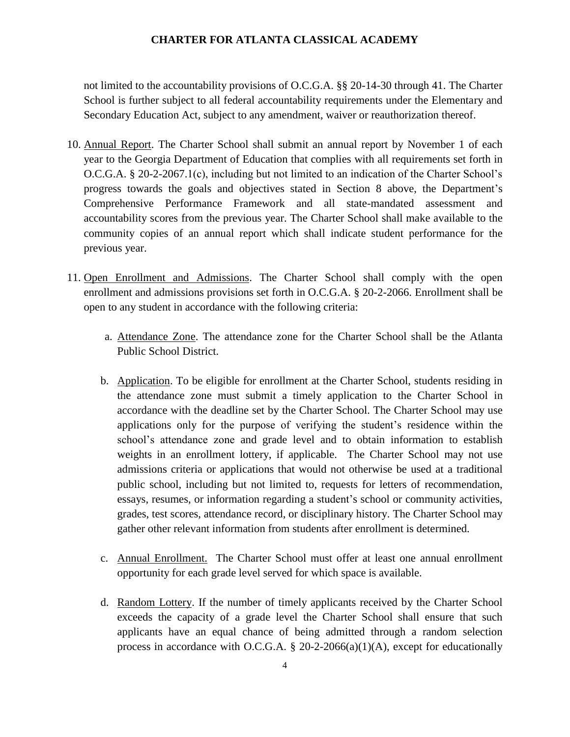not limited to the accountability provisions of O.C.G.A. §§ 20-14-30 through 41. The Charter School is further subject to all federal accountability requirements under the Elementary and Secondary Education Act, subject to any amendment, waiver or reauthorization thereof.

10. Annual Report. The Charter School shall submit an annual report by November 1 of each year to the Georgia Department of Education that complies with all requirements set forth in O.C.G.A. § 20-2-2067.1(c), including but not limited to an indication of the Charter School's progress towards the goals and objectives stated in Section 8 above, the Department's Comprehensive Performance Framework and all state-mandated assessment and accountability scores from the previous year. The Charter School shall make available to the community copies of an annual report which shall indicate student performance for the previous year.

11. Open Enrollment and Admissions. The Charter School shall comply with the open enrollment and admissions provisions set forth in O.C.G.A. § 20-2-2066. Enrollment shall be open to any student in accordance with the following criteria:

    a. Attendance Zone. The attendance zone for the Charter School shall be the Atlanta Public School District.

    b. Application. To be eligible for enrollment at the Charter School, students residing in the attendance zone must submit a timely application to the Charter School in accordance with the deadline set by the Charter School. The Charter School may use applications only for the purpose of verifying the student's residence within the school's attendance zone and grade level and to obtain information to establish weights in an enrollment lottery, if applicable. The Charter School may not use admissions criteria or applications that would not otherwise be used at a traditional public school, including but not limited to, requests for letters of recommendation, essays, resumes, or information regarding a student's school or community activities, grades, test scores, attendance record, or disciplinary history. The Charter School may gather other relevant information from students after enrollment is determined.

    c. Annual Enrollment. The Charter School must offer at least one annual enrollment opportunity for each grade level served for which space is available.

    d. Random Lottery. If the number of timely applicants received by the Charter School exceeds the capacity of a grade level the Charter School shall ensure that such applicants have an equal chance of being admitted through a random selection process in accordance with O.C.G.A. § 20-2-2066(a)(1)(A), except for educationally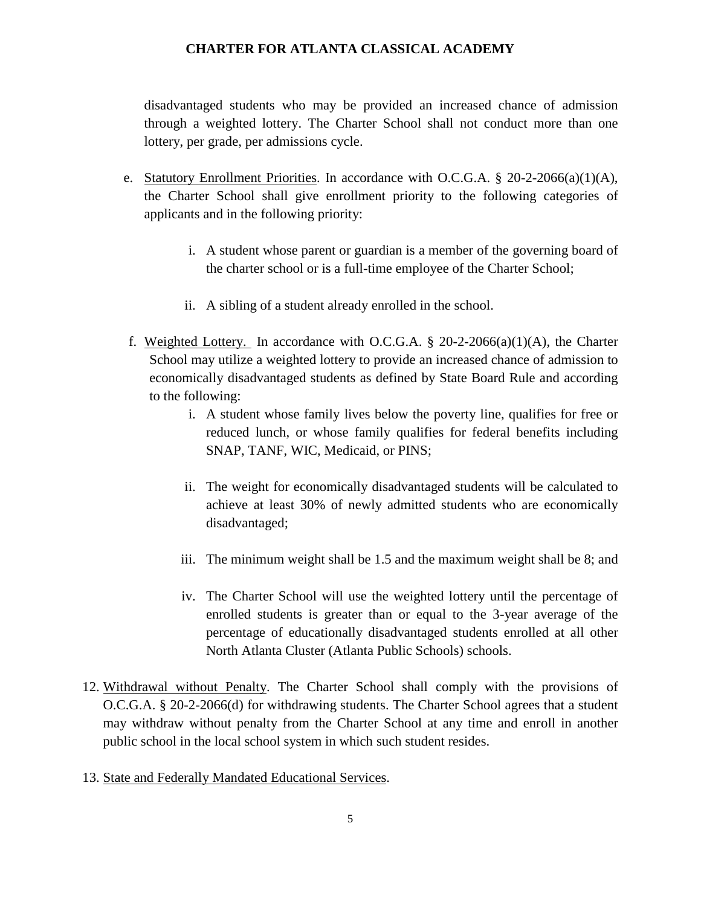disadvantaged students who may be provided an increased chance of admission through a weighted lottery. The Charter School shall not conduct more than one lottery, per grade, per admissions cycle.

e. Statutory Enrollment Priorities. In accordance with O.C.G.A. § 20-2-2066(a)(1)(A), the Charter School shall give enrollment priority to the following categories of applicants and in the following priority:

   i. A student whose parent or guardian is a member of the governing board of the charter school or is a full-time employee of the Charter School;

   ii. A sibling of a student already enrolled in the school.

f. Weighted Lottery. In accordance with O.C.G.A. § 20-2-2066(a)(1)(A), the Charter School may utilize a weighted lottery to provide an increased chance of admission to economically disadvantaged students as defined by State Board Rule and according to the following:

   i. A student whose family lives below the poverty line, qualifies for free or reduced lunch, or whose family qualifies for federal benefits including SNAP, TANF, WIC, Medicaid, or PINS;

   ii. The weight for economically disadvantaged students will be calculated to achieve at least 30% of newly admitted students who are economically disadvantaged;

   iii. The minimum weight shall be 1.5 and the maximum weight shall be 8; and

   iv. The Charter School will use the weighted lottery until the percentage of enrolled students is greater than or equal to the 3-year average of the percentage of educationally disadvantaged students enrolled at all other North Atlanta Cluster (Atlanta Public Schools) schools.

12. Withdrawal without Penalty. The Charter School shall comply with the provisions of O.C.G.A. § 20-2-2066(d) for withdrawing students. The Charter School agrees that a student may withdraw without penalty from the Charter School at any time and enroll in another public school in the local school system in which such student resides.

13. State and Federally Mandated Educational Services.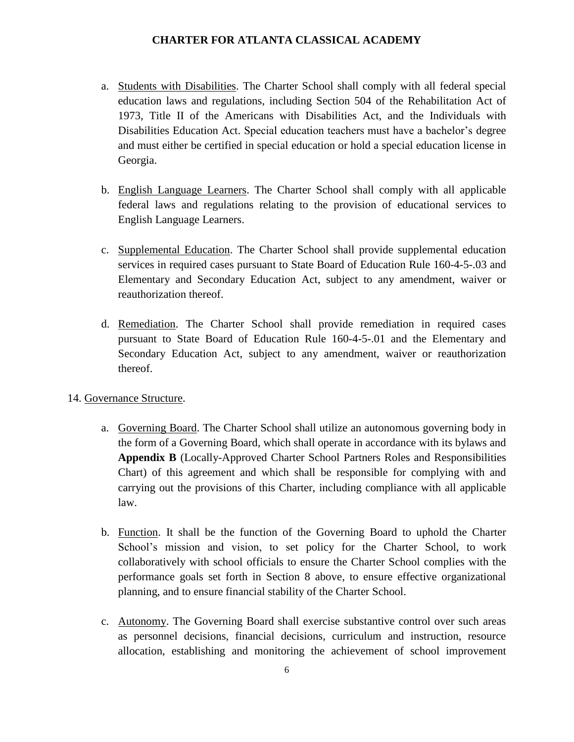a. <u>Students with Disabilities</u>. The Charter School shall comply with all federal special education laws and regulations, including Section 504 of the Rehabilitation Act of 1973, Title II of the Americans with Disabilities Act, and the Individuals with Disabilities Education Act. Special education teachers must have a bachelor's degree and must either be certified in special education or hold a special education license in Georgia.

b. <u>English Language Learners</u>. The Charter School shall comply with all applicable federal laws and regulations relating to the provision of educational services to English Language Learners.

c. <u>Supplemental Education</u>. The Charter School shall provide supplemental education services in required cases pursuant to State Board of Education Rule 160-4-5-.03 and Elementary and Secondary Education Act, subject to any amendment, waiver or reauthorization thereof.

d. <u>Remediation</u>. The Charter School shall provide remediation in required cases pursuant to State Board of Education Rule 160-4-5-.01 and the Elementary and Secondary Education Act, subject to any amendment, waiver or reauthorization thereof.

14. <u>Governance Structure</u>.

a. <u>Governing Board</u>. The Charter School shall utilize an autonomous governing body in the form of a Governing Board, which shall operate in accordance with its bylaws and **Appendix B** (Locally-Approved Charter School Partners Roles and Responsibilities Chart) of this agreement and which shall be responsible for complying with and carrying out the provisions of this Charter, including compliance with all applicable law.

b. <u>Function</u>. It shall be the function of the Governing Board to uphold the Charter School's mission and vision, to set policy for the Charter School, to work collaboratively with school officials to ensure the Charter School complies with the performance goals set forth in Section 8 above, to ensure effective organizational planning, and to ensure financial stability of the Charter School.

c. <u>Autonomy</u>. The Governing Board shall exercise substantive control over such areas as personnel decisions, financial decisions, curriculum and instruction, resource allocation, establishing and monitoring the achievement of school improvement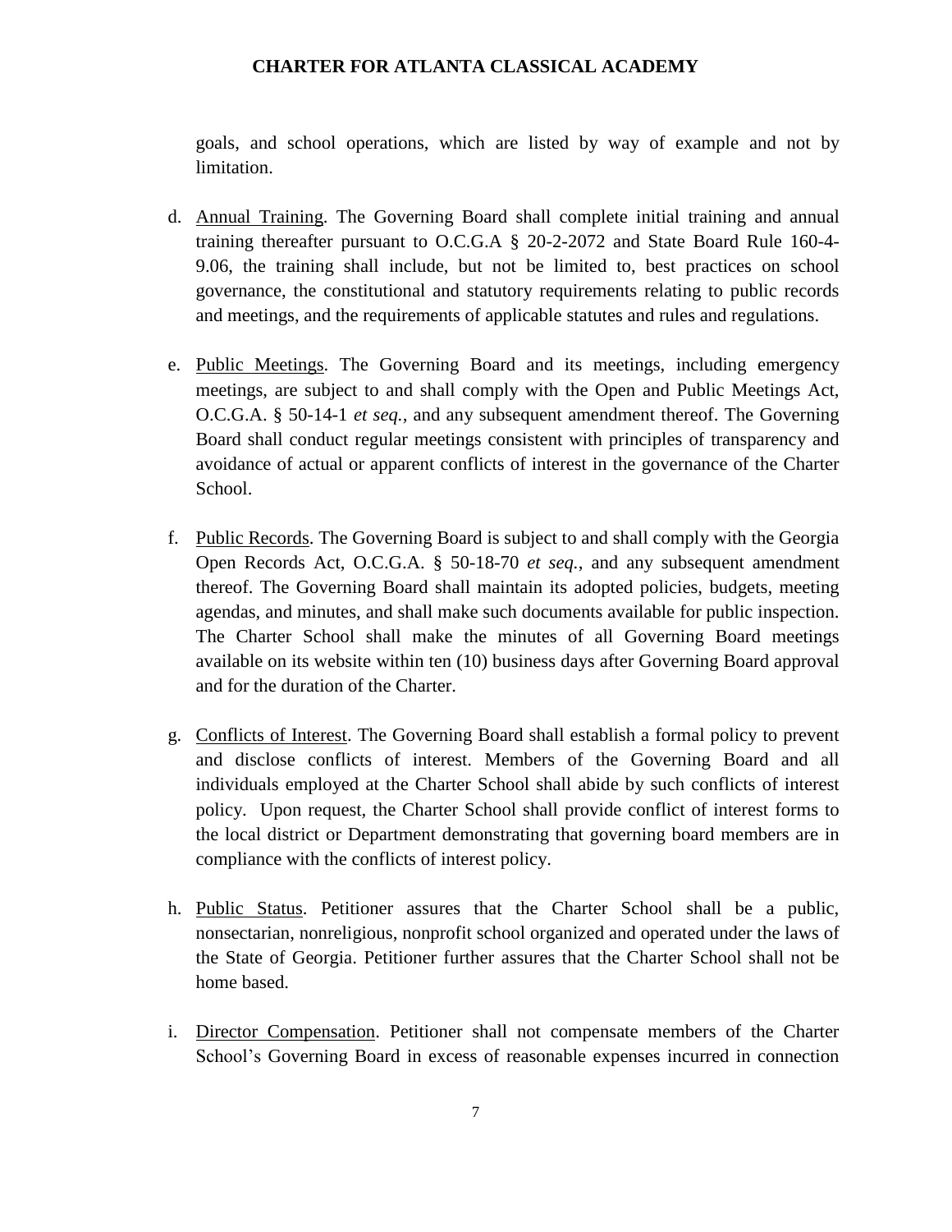goals, and school operations, which are listed by way of example and not by limitation.

d. Annual Training. The Governing Board shall complete initial training and annual training thereafter pursuant to O.C.G.A § 20-2-2072 and State Board Rule 160-4-9.06, the training shall include, but not be limited to, best practices on school governance, the constitutional and statutory requirements relating to public records and meetings, and the requirements of applicable statutes and rules and regulations.

e. Public Meetings. The Governing Board and its meetings, including emergency meetings, are subject to and shall comply with the Open and Public Meetings Act, O.C.G.A. § 50-14-1 *et seq.,* and any subsequent amendment thereof. The Governing Board shall conduct regular meetings consistent with principles of transparency and avoidance of actual or apparent conflicts of interest in the governance of the Charter School.

f. Public Records. The Governing Board is subject to and shall comply with the Georgia Open Records Act, O.C.G.A. § 50-18-70 *et seq.*, and any subsequent amendment thereof. The Governing Board shall maintain its adopted policies, budgets, meeting agendas, and minutes, and shall make such documents available for public inspection. The Charter School shall make the minutes of all Governing Board meetings available on its website within ten (10) business days after Governing Board approval and for the duration of the Charter.

g. Conflicts of Interest. The Governing Board shall establish a formal policy to prevent and disclose conflicts of interest. Members of the Governing Board and all individuals employed at the Charter School shall abide by such conflicts of interest policy. Upon request, the Charter School shall provide conflict of interest forms to the local district or Department demonstrating that governing board members are in compliance with the conflicts of interest policy.

h. Public Status. Petitioner assures that the Charter School shall be a public, nonsectarian, nonreligious, nonprofit school organized and operated under the laws of the State of Georgia. Petitioner further assures that the Charter School shall not be home based.

i. Director Compensation. Petitioner shall not compensate members of the Charter School's Governing Board in excess of reasonable expenses incurred in connection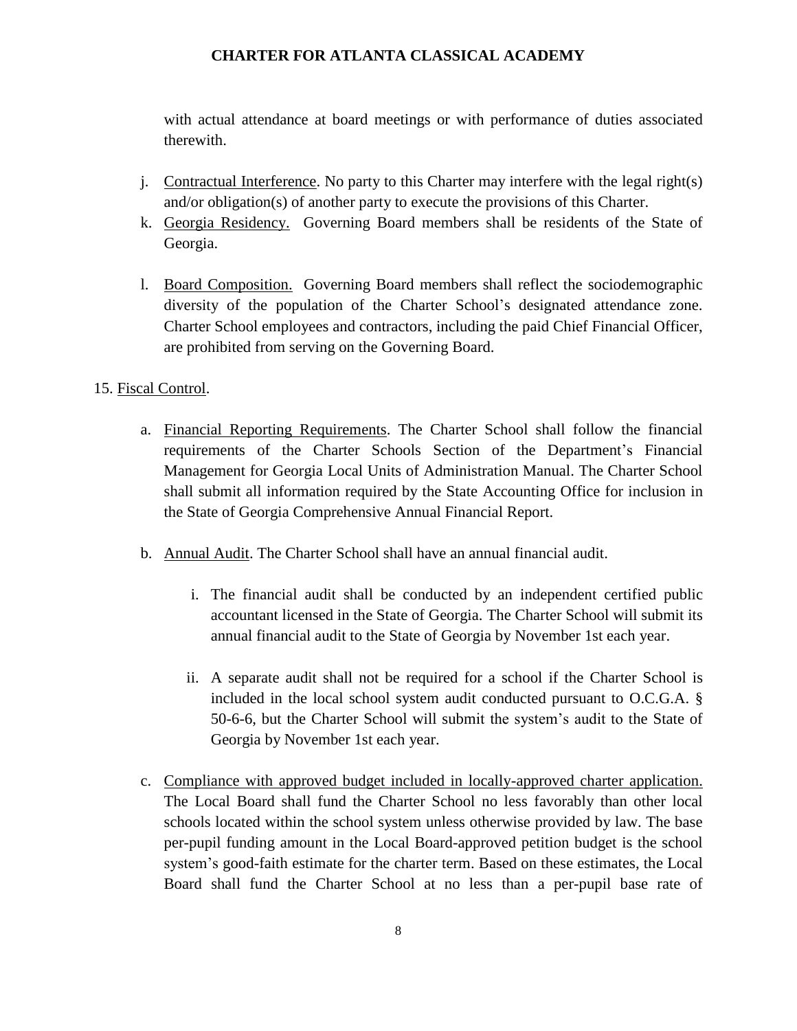with actual attendance at board meetings or with performance of duties associated therewith.

j. Contractual Interference. No party to this Charter may interfere with the legal right(s) and/or obligation(s) of another party to execute the provisions of this Charter.

k. Georgia Residency. Governing Board members shall be residents of the State of Georgia.

l. Board Composition. Governing Board members shall reflect the sociodemographic diversity of the population of the Charter School's designated attendance zone. Charter School employees and contractors, including the paid Chief Financial Officer, are prohibited from serving on the Governing Board.

15. Fiscal Control.

a. Financial Reporting Requirements. The Charter School shall follow the financial requirements of the Charter Schools Section of the Department's Financial Management for Georgia Local Units of Administration Manual. The Charter School shall submit all information required by the State Accounting Office for inclusion in the State of Georgia Comprehensive Annual Financial Report.

b. Annual Audit. The Charter School shall have an annual financial audit.

   i. The financial audit shall be conducted by an independent certified public accountant licensed in the State of Georgia. The Charter School will submit its annual financial audit to the State of Georgia by November 1st each year.

   ii. A separate audit shall not be required for a school if the Charter School is included in the local school system audit conducted pursuant to O.C.G.A. § 50-6-6, but the Charter School will submit the system's audit to the State of Georgia by November 1st each year.

c. Compliance with approved budget included in locally-approved charter application. The Local Board shall fund the Charter School no less favorably than other local schools located within the school system unless otherwise provided by law. The base per-pupil funding amount in the Local Board-approved petition budget is the school system's good-faith estimate for the charter term. Based on these estimates, the Local Board shall fund the Charter School at no less than a per-pupil base rate of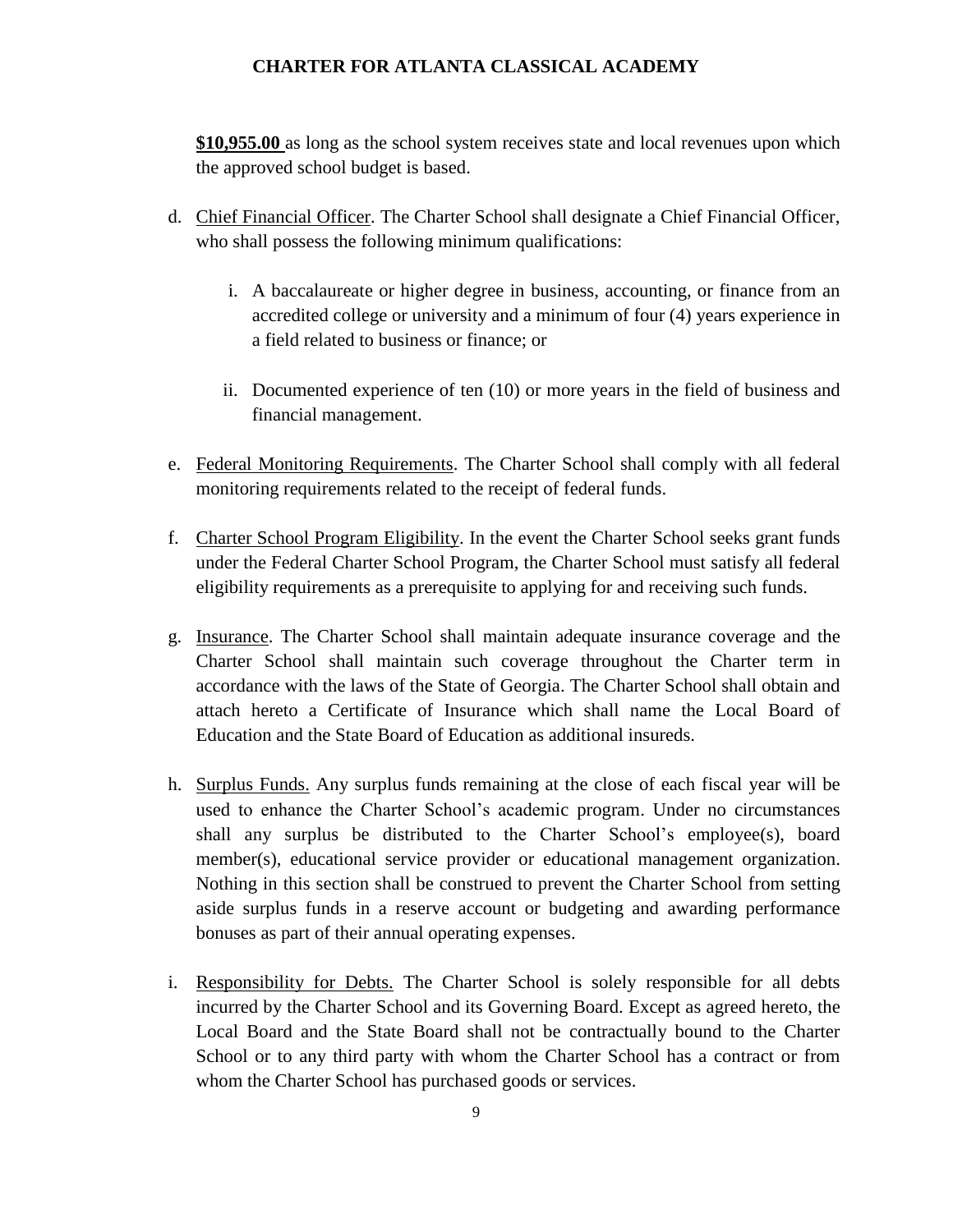**$10,955.00** as long as the school system receives state and local revenues upon which the approved school budget is based.

d. Chief Financial Officer. The Charter School shall designate a Chief Financial Officer, who shall possess the following minimum qualifications:

   i. A baccalaureate or higher degree in business, accounting, or finance from an accredited college or university and a minimum of four (4) years experience in a field related to business or finance; or

   ii. Documented experience of ten (10) or more years in the field of business and financial management.

e. Federal Monitoring Requirements. The Charter School shall comply with all federal monitoring requirements related to the receipt of federal funds.

f. Charter School Program Eligibility. In the event the Charter School seeks grant funds under the Federal Charter School Program, the Charter School must satisfy all federal eligibility requirements as a prerequisite to applying for and receiving such funds.

g. Insurance. The Charter School shall maintain adequate insurance coverage and the Charter School shall maintain such coverage throughout the Charter term in accordance with the laws of the State of Georgia. The Charter School shall obtain and attach hereto a Certificate of Insurance which shall name the Local Board of Education and the State Board of Education as additional insureds.

h. Surplus Funds. Any surplus funds remaining at the close of each fiscal year will be used to enhance the Charter School's academic program. Under no circumstances shall any surplus be distributed to the Charter School's employee(s), board member(s), educational service provider or educational management organization. Nothing in this section shall be construed to prevent the Charter School from setting aside surplus funds in a reserve account or budgeting and awarding performance bonuses as part of their annual operating expenses.

i. Responsibility for Debts. The Charter School is solely responsible for all debts incurred by the Charter School and its Governing Board. Except as agreed hereto, the Local Board and the State Board shall not be contractually bound to the Charter School or to any third party with whom the Charter School has a contract or from whom the Charter School has purchased goods or services.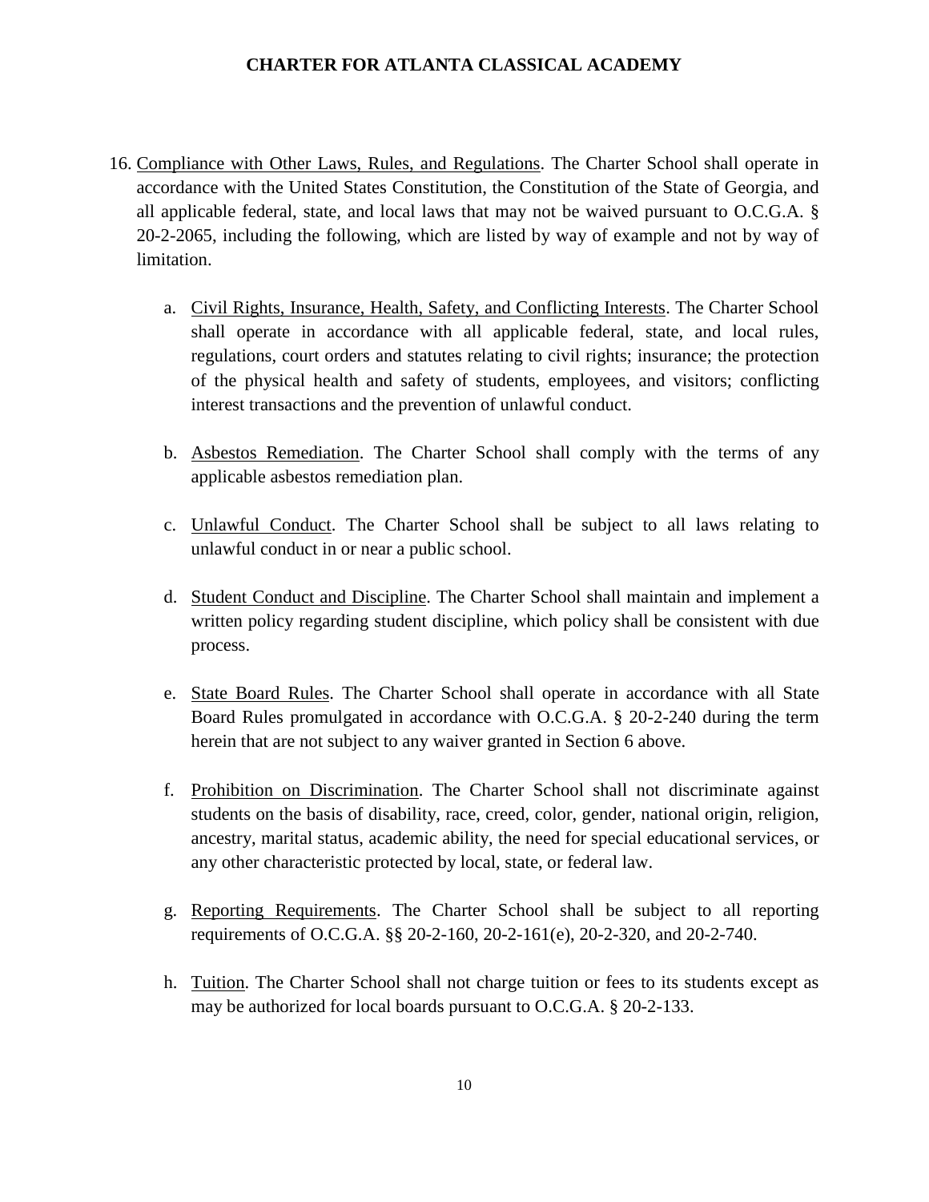16. Compliance with Other Laws, Rules, and Regulations. The Charter School shall operate in accordance with the United States Constitution, the Constitution of the State of Georgia, and all applicable federal, state, and local laws that may not be waived pursuant to O.C.G.A. § 20-2-2065, including the following, which are listed by way of example and not by way of limitation.

    a. Civil Rights, Insurance, Health, Safety, and Conflicting Interests. The Charter School shall operate in accordance with all applicable federal, state, and local rules, regulations, court orders and statutes relating to civil rights; insurance; the protection of the physical health and safety of students, employees, and visitors; conflicting interest transactions and the prevention of unlawful conduct.

    b. Asbestos Remediation. The Charter School shall comply with the terms of any applicable asbestos remediation plan.

    c. Unlawful Conduct. The Charter School shall be subject to all laws relating to unlawful conduct in or near a public school.

    d. Student Conduct and Discipline. The Charter School shall maintain and implement a written policy regarding student discipline, which policy shall be consistent with due process.

    e. State Board Rules. The Charter School shall operate in accordance with all State Board Rules promulgated in accordance with O.C.G.A. § 20-2-240 during the term herein that are not subject to any waiver granted in Section 6 above.

    f. Prohibition on Discrimination. The Charter School shall not discriminate against students on the basis of disability, race, creed, color, gender, national origin, religion, ancestry, marital status, academic ability, the need for special educational services, or any other characteristic protected by local, state, or federal law.

    g. Reporting Requirements. The Charter School shall be subject to all reporting requirements of O.C.G.A. §§ 20-2-160, 20-2-161(e), 20-2-320, and 20-2-740.

    h. Tuition. The Charter School shall not charge tuition or fees to its students except as may be authorized for local boards pursuant to O.C.G.A. § 20-2-133.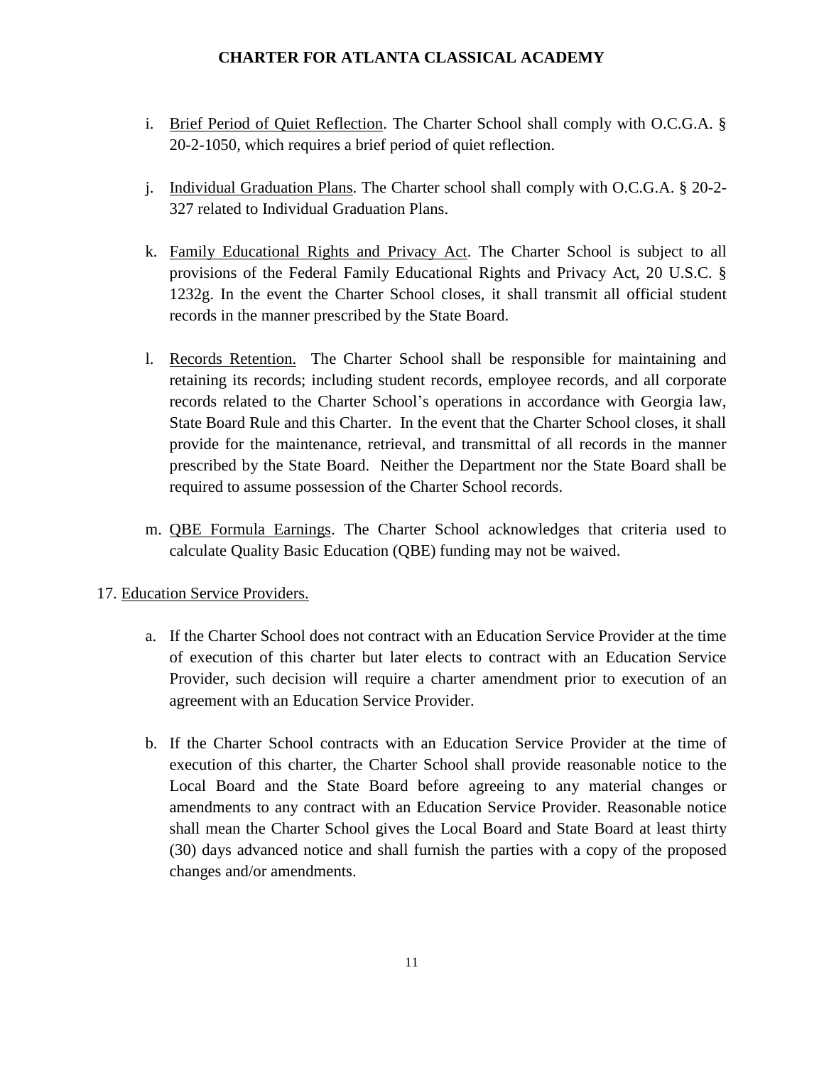i. Brief Period of Quiet Reflection. The Charter School shall comply with O.C.G.A. § 20-2-1050, which requires a brief period of quiet reflection.

j. Individual Graduation Plans. The Charter school shall comply with O.C.G.A. § 20-2-327 related to Individual Graduation Plans.

k. Family Educational Rights and Privacy Act. The Charter School is subject to all provisions of the Federal Family Educational Rights and Privacy Act, 20 U.S.C. § 1232g. In the event the Charter School closes, it shall transmit all official student records in the manner prescribed by the State Board.

l. Records Retention. The Charter School shall be responsible for maintaining and retaining its records; including student records, employee records, and all corporate records related to the Charter School's operations in accordance with Georgia law, State Board Rule and this Charter. In the event that the Charter School closes, it shall provide for the maintenance, retrieval, and transmittal of all records in the manner prescribed by the State Board. Neither the Department nor the State Board shall be required to assume possession of the Charter School records.

m. QBE Formula Earnings. The Charter School acknowledges that criteria used to calculate Quality Basic Education (QBE) funding may not be waived.

17. Education Service Providers.

a. If the Charter School does not contract with an Education Service Provider at the time of execution of this charter but later elects to contract with an Education Service Provider, such decision will require a charter amendment prior to execution of an agreement with an Education Service Provider.

b. If the Charter School contracts with an Education Service Provider at the time of execution of this charter, the Charter School shall provide reasonable notice to the Local Board and the State Board before agreeing to any material changes or amendments to any contract with an Education Service Provider. Reasonable notice shall mean the Charter School gives the Local Board and State Board at least thirty (30) days advanced notice and shall furnish the parties with a copy of the proposed changes and/or amendments.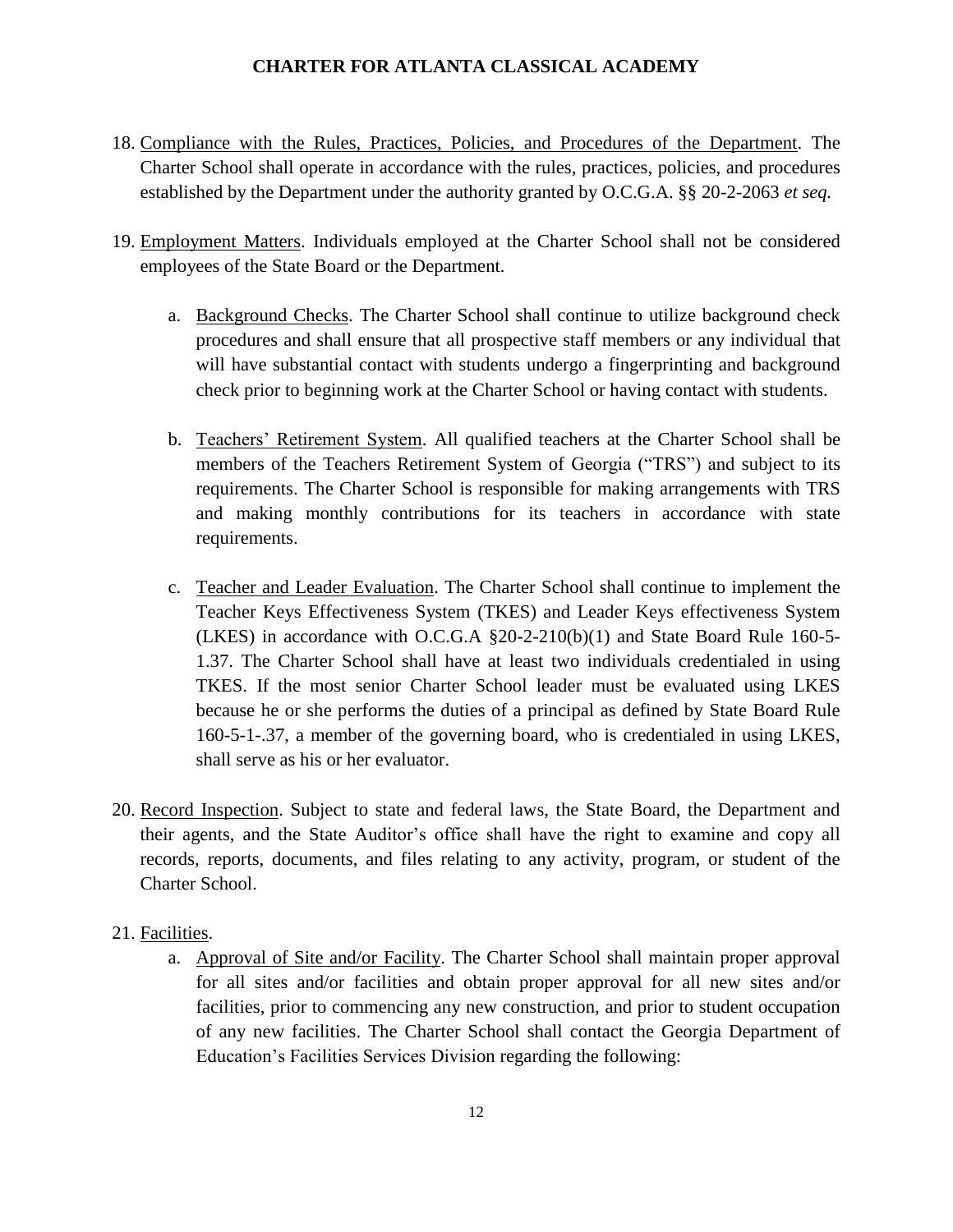18. <u>Compliance with the Rules, Practices, Policies, and Procedures of the Department</u>. The Charter School shall operate in accordance with the rules, practices, policies, and procedures established by the Department under the authority granted by O.C.G.A. §§ 20-2-2063 *et seq.*

19. <u>Employment Matters</u>. Individuals employed at the Charter School shall not be considered employees of the State Board or the Department.

    a. <u>Background Checks</u>. The Charter School shall continue to utilize background check procedures and shall ensure that all prospective staff members or any individual that will have substantial contact with students undergo a fingerprinting and background check prior to beginning work at the Charter School or having contact with students.

    b. <u>Teachers' Retirement System</u>. All qualified teachers at the Charter School shall be members of the Teachers Retirement System of Georgia ("TRS") and subject to its requirements. The Charter School is responsible for making arrangements with TRS and making monthly contributions for its teachers in accordance with state requirements.

    c. <u>Teacher and Leader Evaluation</u>. The Charter School shall continue to implement the Teacher Keys Effectiveness System (TKES) and Leader Keys effectiveness System (LKES) in accordance with O.C.G.A §20-2-210(b)(1) and State Board Rule 160-5-1.37. The Charter School shall have at least two individuals credentialed in using TKES. If the most senior Charter School leader must be evaluated using LKES because he or she performs the duties of a principal as defined by State Board Rule 160-5-1-.37, a member of the governing board, who is credentialed in using LKES, shall serve as his or her evaluator.

20. <u>Record Inspection</u>. Subject to state and federal laws, the State Board, the Department and their agents, and the State Auditor's office shall have the right to examine and copy all records, reports, documents, and files relating to any activity, program, or student of the Charter School.

21. <u>Facilities</u>.

    a. <u>Approval of Site and/or Facility</u>. The Charter School shall maintain proper approval for all sites and/or facilities and obtain proper approval for all new sites and/or facilities, prior to commencing any new construction, and prior to student occupation of any new facilities. The Charter School shall contact the Georgia Department of Education's Facilities Services Division regarding the following: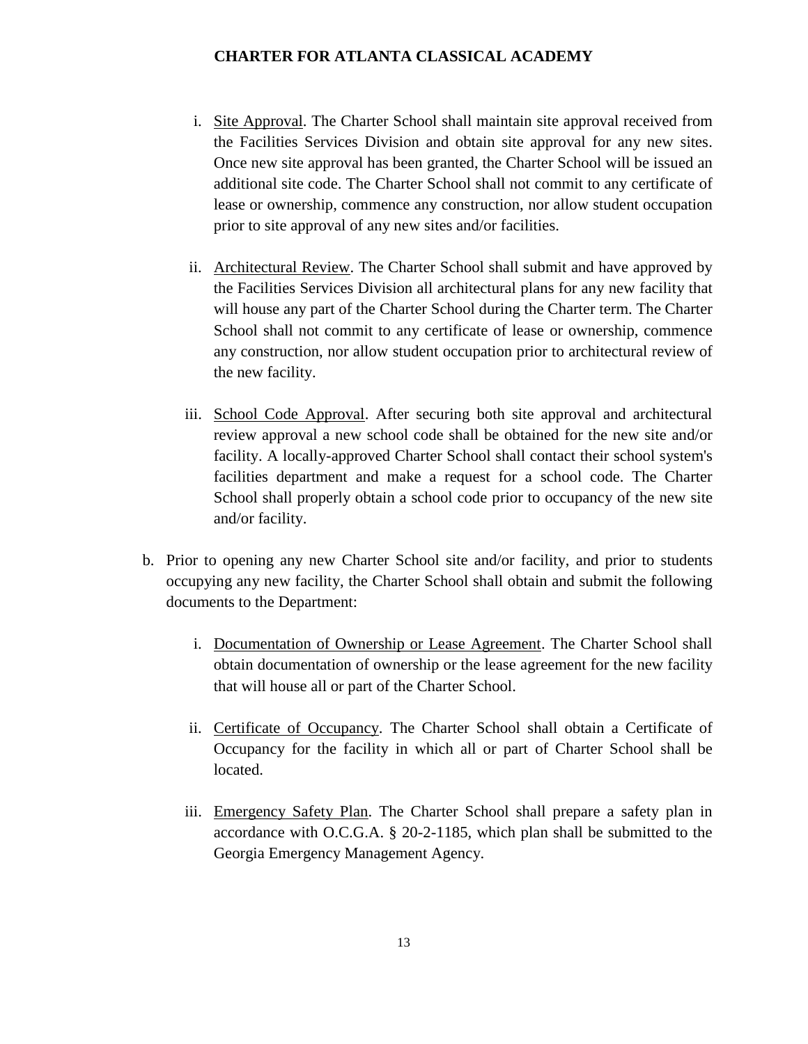i. Site Approval. The Charter School shall maintain site approval received from the Facilities Services Division and obtain site approval for any new sites. Once new site approval has been granted, the Charter School will be issued an additional site code. The Charter School shall not commit to any certificate of lease or ownership, commence any construction, nor allow student occupation prior to site approval of any new sites and/or facilities.

ii. Architectural Review. The Charter School shall submit and have approved by the Facilities Services Division all architectural plans for any new facility that will house any part of the Charter School during the Charter term. The Charter School shall not commit to any certificate of lease or ownership, commence any construction, nor allow student occupation prior to architectural review of the new facility.

iii. School Code Approval. After securing both site approval and architectural review approval a new school code shall be obtained for the new site and/or facility. A locally-approved Charter School shall contact their school system's facilities department and make a request for a school code. The Charter School shall properly obtain a school code prior to occupancy of the new site and/or facility.

b. Prior to opening any new Charter School site and/or facility, and prior to students occupying any new facility, the Charter School shall obtain and submit the following documents to the Department:

   i. Documentation of Ownership or Lease Agreement. The Charter School shall obtain documentation of ownership or the lease agreement for the new facility that will house all or part of the Charter School.

   ii. Certificate of Occupancy. The Charter School shall obtain a Certificate of Occupancy for the facility in which all or part of Charter School shall be located.

   iii. Emergency Safety Plan. The Charter School shall prepare a safety plan in accordance with O.C.G.A. § 20-2-1185, which plan shall be submitted to the Georgia Emergency Management Agency.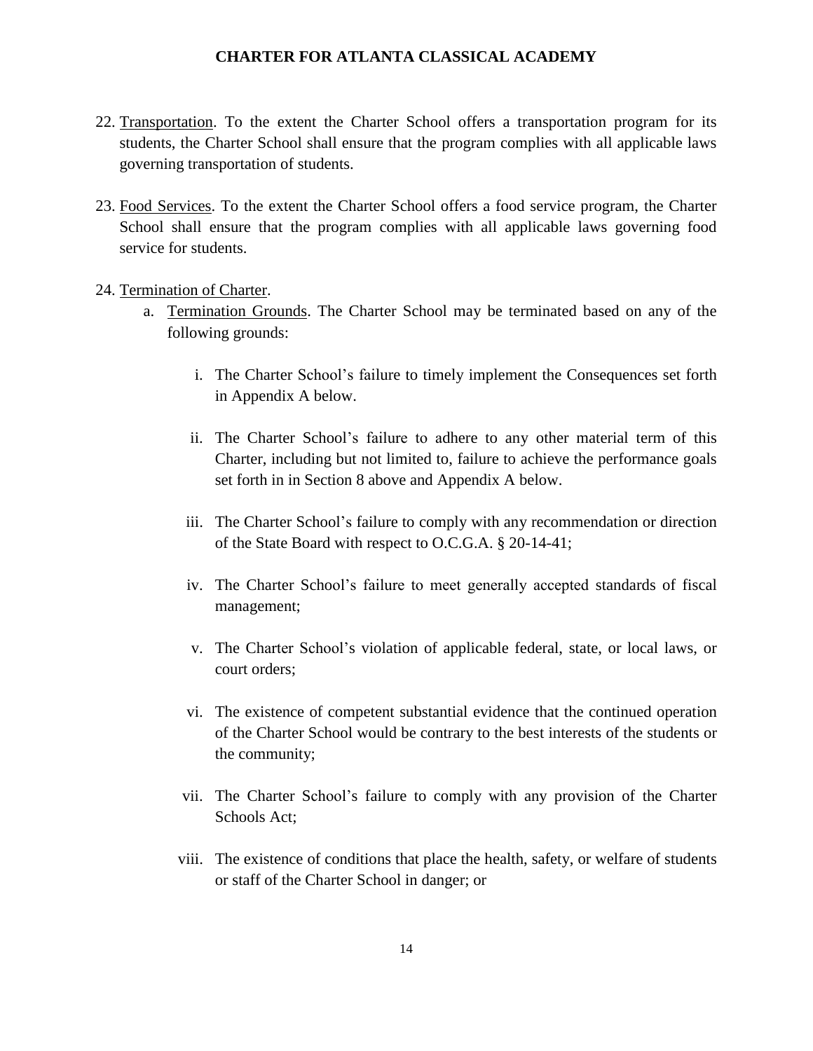22. Transportation. To the extent the Charter School offers a transportation program for its students, the Charter School shall ensure that the program complies with all applicable laws governing transportation of students.

23. Food Services. To the extent the Charter School offers a food service program, the Charter School shall ensure that the program complies with all applicable laws governing food service for students.

24. Termination of Charter.
    a. Termination Grounds. The Charter School may be terminated based on any of the following grounds:

        i. The Charter School's failure to timely implement the Consequences set forth in Appendix A below.

        ii. The Charter School's failure to adhere to any other material term of this Charter, including but not limited to, failure to achieve the performance goals set forth in in Section 8 above and Appendix A below.

        iii. The Charter School's failure to comply with any recommendation or direction of the State Board with respect to O.C.G.A. § 20-14-41;

        iv. The Charter School's failure to meet generally accepted standards of fiscal management;

        v. The Charter School's violation of applicable federal, state, or local laws, or court orders;

        vi. The existence of competent substantial evidence that the continued operation of the Charter School would be contrary to the best interests of the students or the community;

        vii. The Charter School's failure to comply with any provision of the Charter Schools Act;

        viii. The existence of conditions that place the health, safety, or welfare of students or staff of the Charter School in danger; or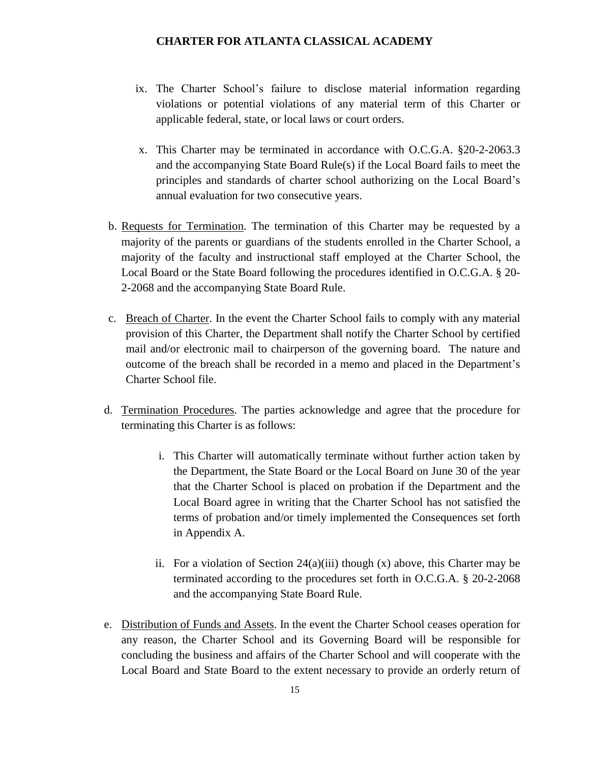ix. The Charter School's failure to disclose material information regarding violations or potential violations of any material term of this Charter or applicable federal, state, or local laws or court orders.

x. This Charter may be terminated in accordance with O.C.G.A. §20-2-2063.3 and the accompanying State Board Rule(s) if the Local Board fails to meet the principles and standards of charter school authorizing on the Local Board's annual evaluation for two consecutive years.

b. <u>Requests for Termination</u>. The termination of this Charter may be requested by a majority of the parents or guardians of the students enrolled in the Charter School, a majority of the faculty and instructional staff employed at the Charter School, the Local Board or the State Board following the procedures identified in O.C.G.A. § 20-2-2068 and the accompanying State Board Rule.

c. <u>Breach of Charter</u>. In the event the Charter School fails to comply with any material provision of this Charter, the Department shall notify the Charter School by certified mail and/or electronic mail to chairperson of the governing board. The nature and outcome of the breach shall be recorded in a memo and placed in the Department's Charter School file.

d. <u>Termination Procedures</u>. The parties acknowledge and agree that the procedure for terminating this Charter is as follows:

i. This Charter will automatically terminate without further action taken by the Department, the State Board or the Local Board on June 30 of the year that the Charter School is placed on probation if the Department and the Local Board agree in writing that the Charter School has not satisfied the terms of probation and/or timely implemented the Consequences set forth in Appendix A.

ii. For a violation of Section 24(a)(iii) though (x) above, this Charter may be terminated according to the procedures set forth in O.C.G.A. § 20-2-2068 and the accompanying State Board Rule.

e. <u>Distribution of Funds and Assets</u>. In the event the Charter School ceases operation for any reason, the Charter School and its Governing Board will be responsible for concluding the business and affairs of the Charter School and will cooperate with the Local Board and State Board to the extent necessary to provide an orderly return of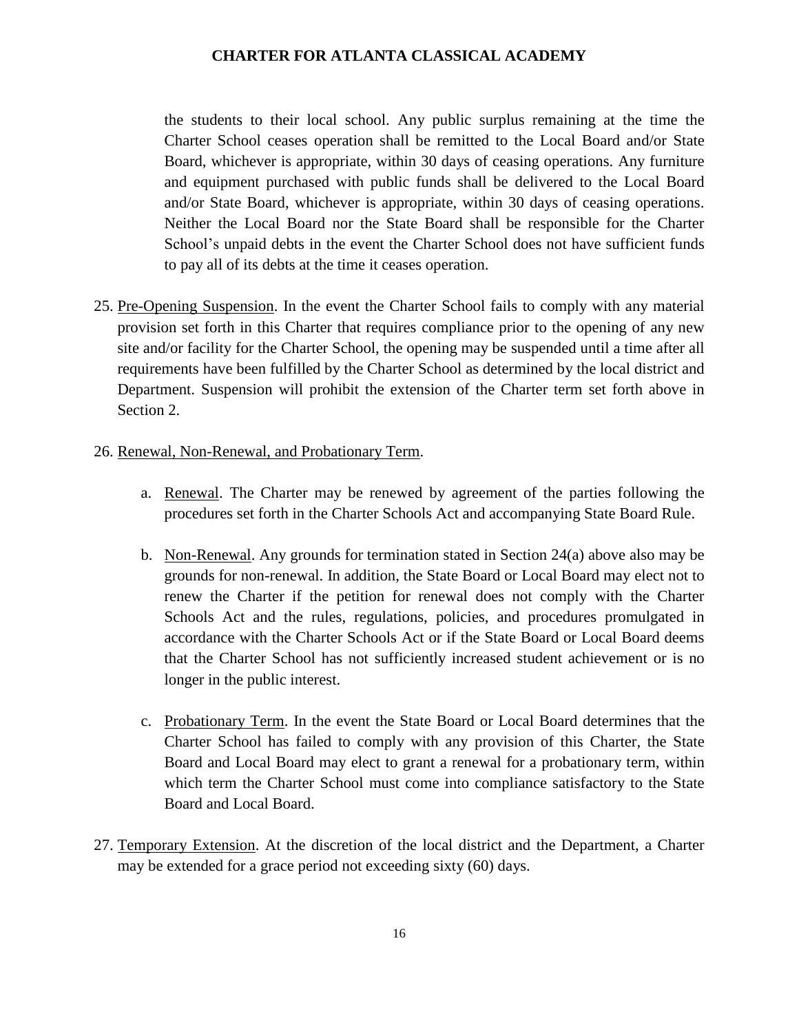the students to their local school. Any public surplus remaining at the time the Charter School ceases operation shall be remitted to the Local Board and/or State Board, whichever is appropriate, within 30 days of ceasing operations. Any furniture and equipment purchased with public funds shall be delivered to the Local Board and/or State Board, whichever is appropriate, within 30 days of ceasing operations. Neither the Local Board nor the State Board shall be responsible for the Charter School's unpaid debts in the event the Charter School does not have sufficient funds to pay all of its debts at the time it ceases operation.

25. Pre-Opening Suspension. In the event the Charter School fails to comply with any material provision set forth in this Charter that requires compliance prior to the opening of any new site and/or facility for the Charter School, the opening may be suspended until a time after all requirements have been fulfilled by the Charter School as determined by the local district and Department. Suspension will prohibit the extension of the Charter term set forth above in Section 2.

26. Renewal, Non-Renewal, and Probationary Term.

    a. Renewal. The Charter may be renewed by agreement of the parties following the procedures set forth in the Charter Schools Act and accompanying State Board Rule.

    b. Non-Renewal. Any grounds for termination stated in Section 24(a) above also may be grounds for non-renewal. In addition, the State Board or Local Board may elect not to renew the Charter if the petition for renewal does not comply with the Charter Schools Act and the rules, regulations, policies, and procedures promulgated in accordance with the Charter Schools Act or if the State Board or Local Board deems that the Charter School has not sufficiently increased student achievement or is no longer in the public interest.

    c. Probationary Term. In the event the State Board or Local Board determines that the Charter School has failed to comply with any provision of this Charter, the State Board and Local Board may elect to grant a renewal for a probationary term, within which term the Charter School must come into compliance satisfactory to the State Board and Local Board.

27. Temporary Extension. At the discretion of the local district and the Department, a Charter may be extended for a grace period not exceeding sixty (60) days.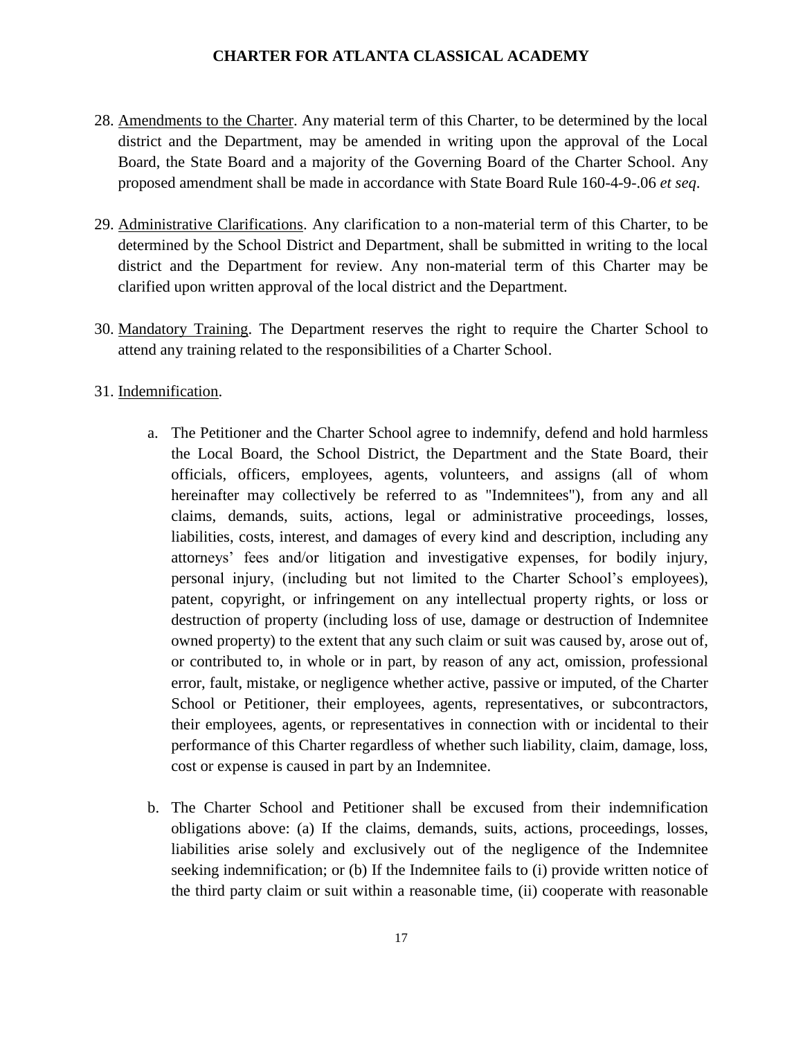28. <u>Amendments to the Charter</u>. Any material term of this Charter, to be determined by the local district and the Department, may be amended in writing upon the approval of the Local Board, the State Board and a majority of the Governing Board of the Charter School. Any proposed amendment shall be made in accordance with State Board Rule 160-4-9-.06 *et seq*.

29. <u>Administrative Clarifications</u>. Any clarification to a non-material term of this Charter, to be determined by the School District and Department, shall be submitted in writing to the local district and the Department for review. Any non-material term of this Charter may be clarified upon written approval of the local district and the Department.

30. <u>Mandatory Training</u>. The Department reserves the right to require the Charter School to attend any training related to the responsibilities of a Charter School.

31. <u>Indemnification</u>.

    a. The Petitioner and the Charter School agree to indemnify, defend and hold harmless the Local Board, the School District, the Department and the State Board, their officials, officers, employees, agents, volunteers, and assigns (all of whom hereinafter may collectively be referred to as "Indemnitees"), from any and all claims, demands, suits, actions, legal or administrative proceedings, losses, liabilities, costs, interest, and damages of every kind and description, including any attorneys' fees and/or litigation and investigative expenses, for bodily injury, personal injury, (including but not limited to the Charter School's employees), patent, copyright, or infringement on any intellectual property rights, or loss or destruction of property (including loss of use, damage or destruction of Indemnitee owned property) to the extent that any such claim or suit was caused by, arose out of, or contributed to, in whole or in part, by reason of any act, omission, professional error, fault, mistake, or negligence whether active, passive or imputed, of the Charter School or Petitioner, their employees, agents, representatives, or subcontractors, their employees, agents, or representatives in connection with or incidental to their performance of this Charter regardless of whether such liability, claim, damage, loss, cost or expense is caused in part by an Indemnitee.

    b. The Charter School and Petitioner shall be excused from their indemnification obligations above: (a) If the claims, demands, suits, actions, proceedings, losses, liabilities arise solely and exclusively out of the negligence of the Indemnitee seeking indemnification; or (b) If the Indemnitee fails to (i) provide written notice of the third party claim or suit within a reasonable time, (ii) cooperate with reasonable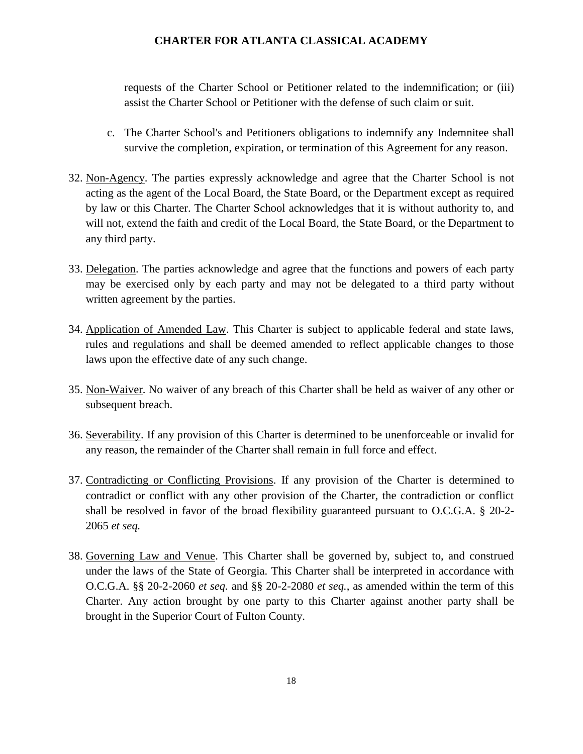requests of the Charter School or Petitioner related to the indemnification; or (iii) assist the Charter School or Petitioner with the defense of such claim or suit.

c. The Charter School's and Petitioners obligations to indemnify any Indemnitee shall survive the completion, expiration, or termination of this Agreement for any reason.

32. Non-Agency. The parties expressly acknowledge and agree that the Charter School is not acting as the agent of the Local Board, the State Board, or the Department except as required by law or this Charter. The Charter School acknowledges that it is without authority to, and will not, extend the faith and credit of the Local Board, the State Board, or the Department to any third party.

33. Delegation. The parties acknowledge and agree that the functions and powers of each party may be exercised only by each party and may not be delegated to a third party without written agreement by the parties.

34. Application of Amended Law. This Charter is subject to applicable federal and state laws, rules and regulations and shall be deemed amended to reflect applicable changes to those laws upon the effective date of any such change.

35. Non-Waiver. No waiver of any breach of this Charter shall be held as waiver of any other or subsequent breach.

36. Severability. If any provision of this Charter is determined to be unenforceable or invalid for any reason, the remainder of the Charter shall remain in full force and effect.

37. Contradicting or Conflicting Provisions. If any provision of the Charter is determined to contradict or conflict with any other provision of the Charter, the contradiction or conflict shall be resolved in favor of the broad flexibility guaranteed pursuant to O.C.G.A. § 20-2-2065 *et seq.*

38. Governing Law and Venue. This Charter shall be governed by, subject to, and construed under the laws of the State of Georgia. This Charter shall be interpreted in accordance with O.C.G.A. §§ 20-2-2060 *et seq.* and §§ 20-2-2080 *et seq.*, as amended within the term of this Charter. Any action brought by one party to this Charter against another party shall be brought in the Superior Court of Fulton County.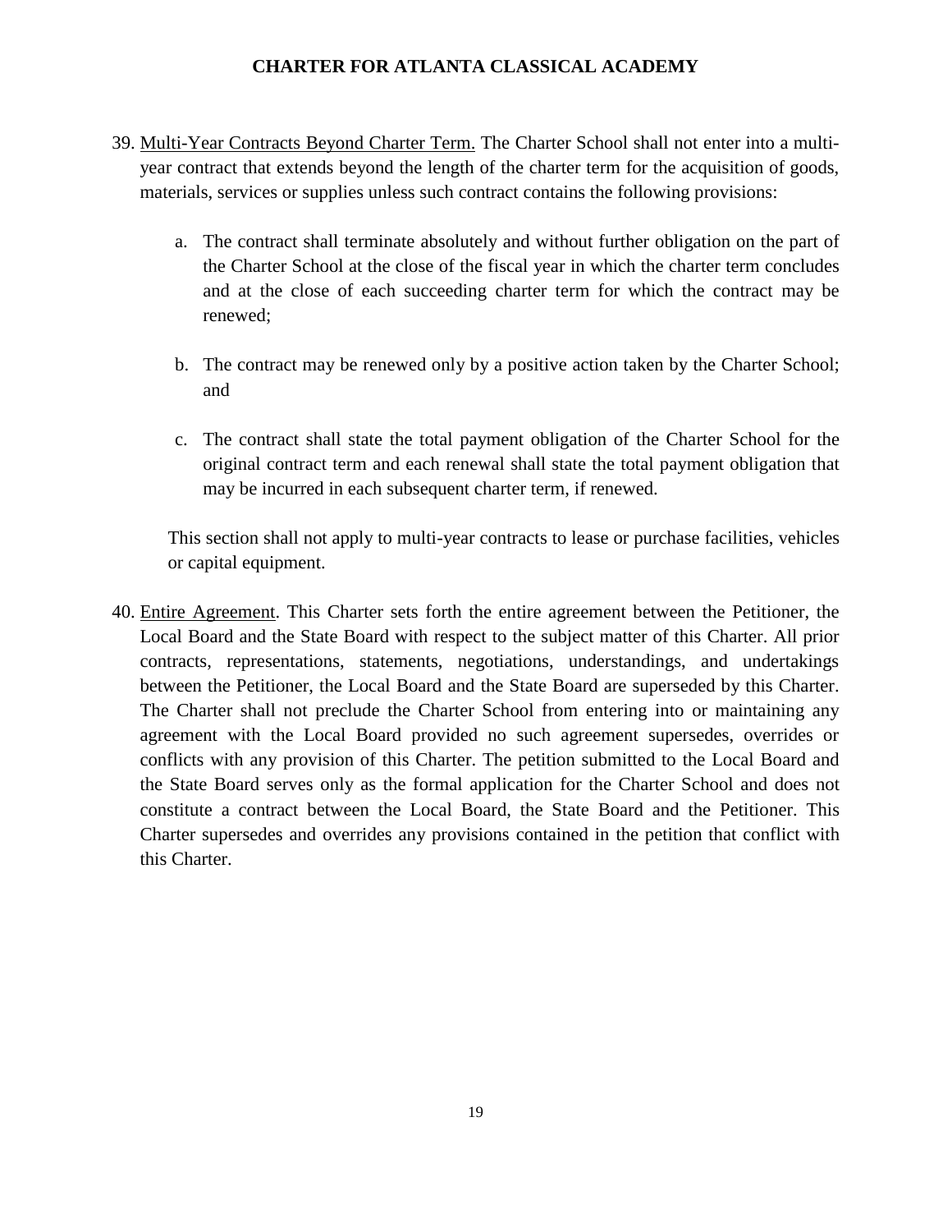39. <u>Multi-Year Contracts Beyond Charter Term.</u> The Charter School shall not enter into a multi-year contract that extends beyond the length of the charter term for the acquisition of goods, materials, services or supplies unless such contract contains the following provisions:

    a. The contract shall terminate absolutely and without further obligation on the part of the Charter School at the close of the fiscal year in which the charter term concludes and at the close of each succeeding charter term for which the contract may be renewed;

    b. The contract may be renewed only by a positive action taken by the Charter School; and

    c. The contract shall state the total payment obligation of the Charter School for the original contract term and each renewal shall state the total payment obligation that may be incurred in each subsequent charter term, if renewed.

    This section shall not apply to multi-year contracts to lease or purchase facilities, vehicles or capital equipment.

40. <u>Entire Agreement</u>. This Charter sets forth the entire agreement between the Petitioner, the Local Board and the State Board with respect to the subject matter of this Charter. All prior contracts, representations, statements, negotiations, understandings, and undertakings between the Petitioner, the Local Board and the State Board are superseded by this Charter. The Charter shall not preclude the Charter School from entering into or maintaining any agreement with the Local Board provided no such agreement supersedes, overrides or conflicts with any provision of this Charter. The petition submitted to the Local Board and the State Board serves only as the formal application for the Charter School and does not constitute a contract between the Local Board, the State Board and the Petitioner. This Charter supersedes and overrides any provisions contained in the petition that conflict with this Charter.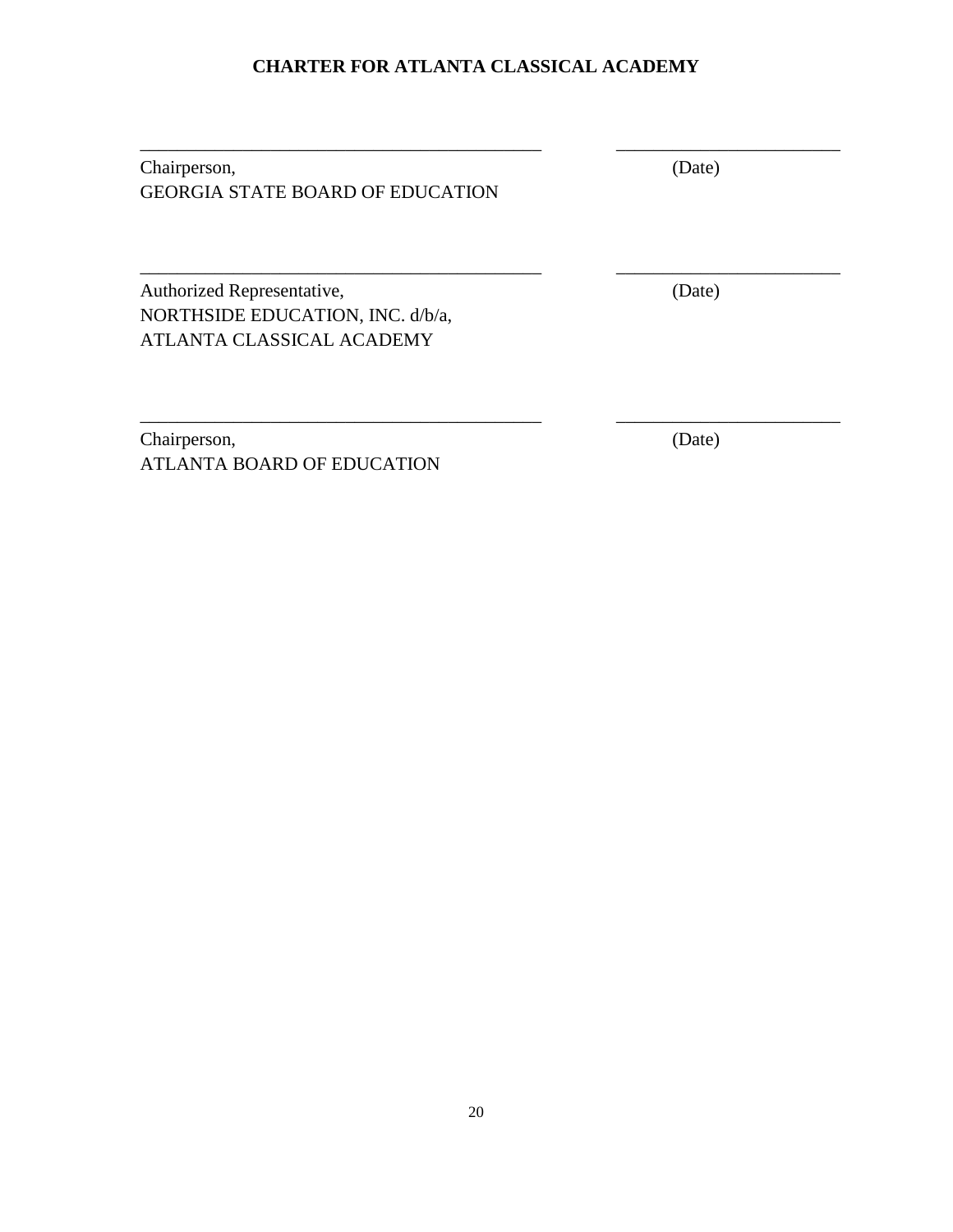**CHARTER FOR ATLANTA CLASSICAL ACADEMY**

_____________________________________________ ________________________

Chairperson, (Date)
GEORGIA STATE BOARD OF EDUCATION

_____________________________________________ ________________________

Authorized Representative, (Date)
NORTHSIDE EDUCATION, INC. d/b/a,
ATLANTA CLASSICAL ACADEMY

_____________________________________________ ________________________

Chairperson, (Date)
ATLANTA BOARD OF EDUCATION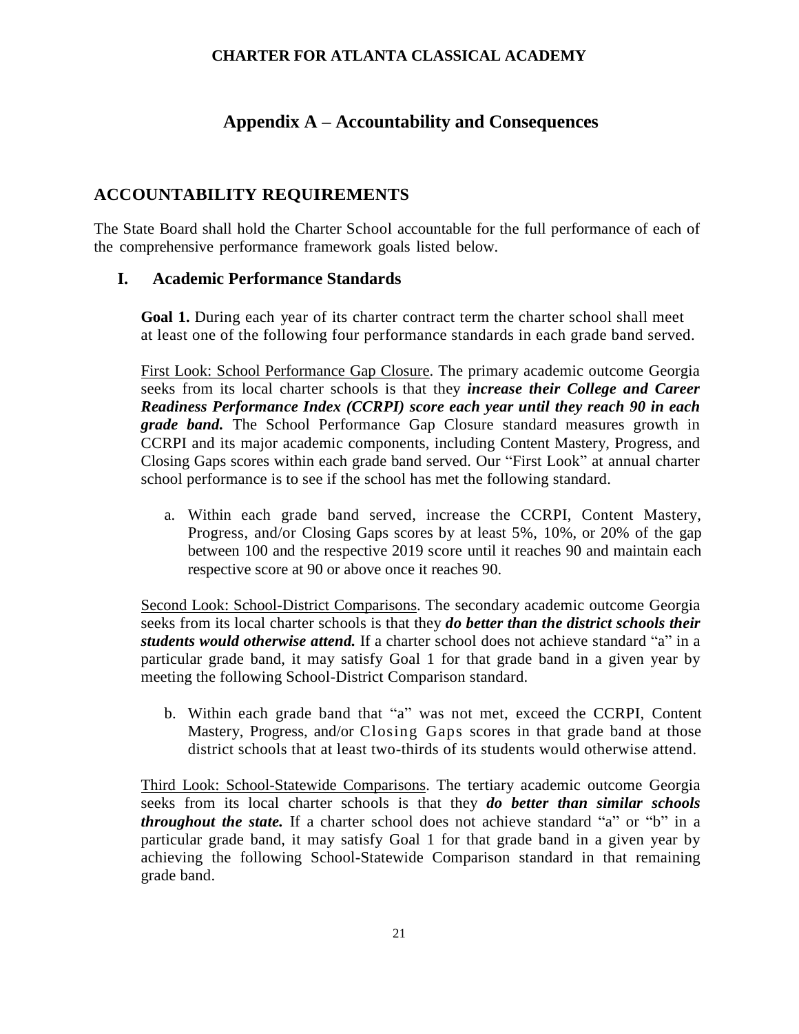# CHARTER FOR ATLANTA CLASSICAL ACADEMY

## Appendix A – Accountability and Consequences

## ACCOUNTABILITY REQUIREMENTS

The State Board shall hold the Charter School accountable for the full performance of each of the comprehensive performance framework goals listed below.

### I. Academic Performance Standards

**Goal 1.** During each year of its charter contract term the charter school shall meet at least one of the following four performance standards in each grade band served.

First Look: School Performance Gap Closure. The primary academic outcome Georgia seeks from its local charter schools is that they ***increase their College and Career Readiness Performance Index (CCRPI) score each year until they reach 90 in each grade band.*** The School Performance Gap Closure standard measures growth in CCRPI and its major academic components, including Content Mastery, Progress, and Closing Gaps scores within each grade band served. Our "First Look" at annual charter school performance is to see if the school has met the following standard.

a. Within each grade band served, increase the CCRPI, Content Mastery, Progress, and/or Closing Gaps scores by at least 5%, 10%, or 20% of the gap between 100 and the respective 2019 score until it reaches 90 and maintain each respective score at 90 or above once it reaches 90.

Second Look: School-District Comparisons. The secondary academic outcome Georgia seeks from its local charter schools is that they ***do better than the district schools their students would otherwise attend.*** If a charter school does not achieve standard "a" in a particular grade band, it may satisfy Goal 1 for that grade band in a given year by meeting the following School-District Comparison standard.

b. Within each grade band that "a" was not met, exceed the CCRPI, Content Mastery, Progress, and/or Closing Gaps scores in that grade band at those district schools that at least two-thirds of its students would otherwise attend.

Third Look: School-Statewide Comparisons. The tertiary academic outcome Georgia seeks from its local charter schools is that they ***do better than similar schools throughout the state.*** If a charter school does not achieve standard "a" or "b" in a particular grade band, it may satisfy Goal 1 for that grade band in a given year by achieving the following School-Statewide Comparison standard in that remaining grade band.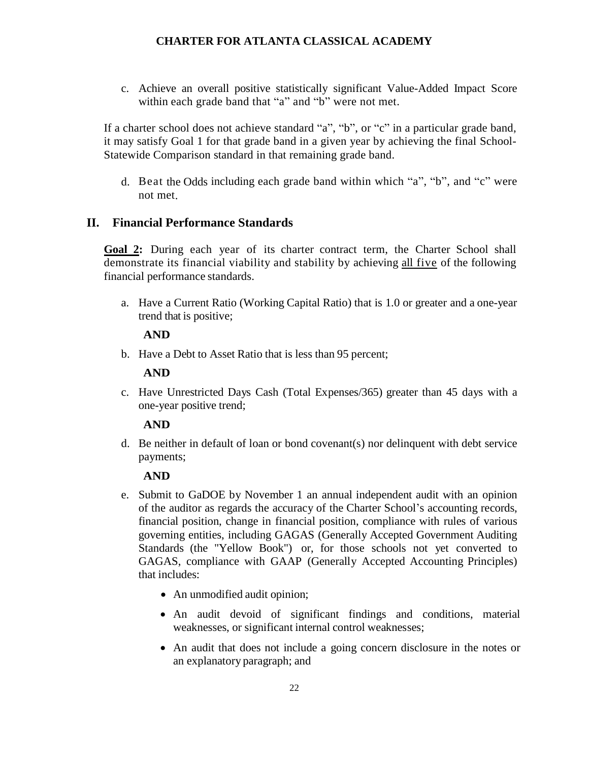c. Achieve an overall positive statistically significant Value-Added Impact Score within each grade band that "a" and "b" were not met.

If a charter school does not achieve standard "a", "b", or "c" in a particular grade band, it may satisfy Goal 1 for that grade band in a given year by achieving the final School-Statewide Comparison standard in that remaining grade band.

d. Beat the Odds including each grade band within which "a", "b", and "c" were not met.

## II. Financial Performance Standards

**Goal 2:** During each year of its charter contract term, the Charter School shall demonstrate its financial viability and stability by achieving all five of the following financial performance standards.

a. Have a Current Ratio (Working Capital Ratio) that is 1.0 or greater and a one-year trend that is positive;

**AND**

b. Have a Debt to Asset Ratio that is less than 95 percent;

**AND**

c. Have Unrestricted Days Cash (Total Expenses/365) greater than 45 days with a one-year positive trend;

**AND**

d. Be neither in default of loan or bond covenant(s) nor delinquent with debt service payments;

**AND**

e. Submit to GaDOE by November 1 an annual independent audit with an opinion of the auditor as regards the accuracy of the Charter School's accounting records, financial position, change in financial position, compliance with rules of various governing entities, including GAGAS (Generally Accepted Government Auditing Standards (the "Yellow Book") or, for those schools not yet converted to GAGAS, compliance with GAAP (Generally Accepted Accounting Principles) that includes:

- An unmodified audit opinion;
- An audit devoid of significant findings and conditions, material weaknesses, or significant internal control weaknesses;
- An audit that does not include a going concern disclosure in the notes or an explanatory paragraph; and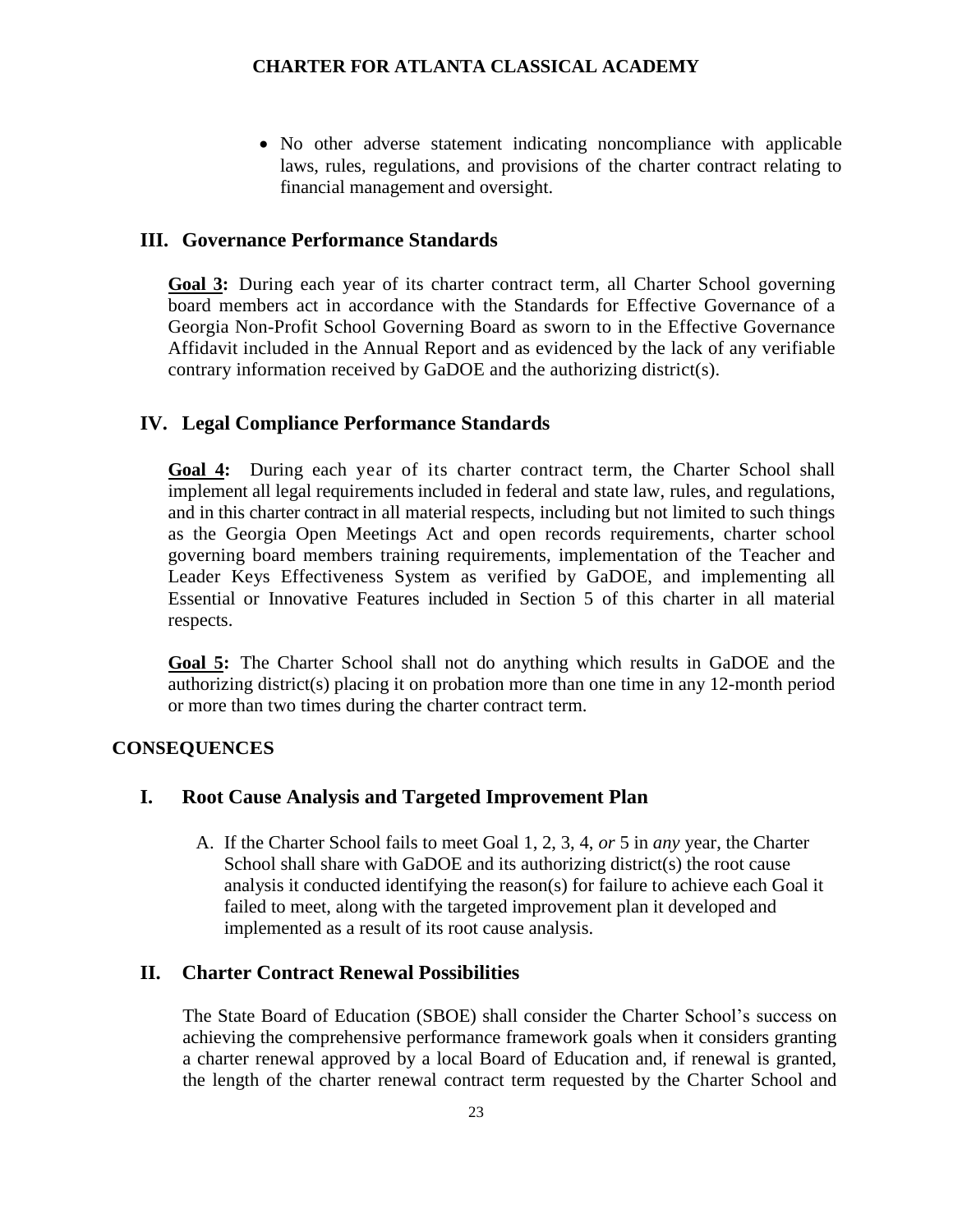- No other adverse statement indicating noncompliance with applicable laws, rules, regulations, and provisions of the charter contract relating to financial management and oversight.

## III. Governance Performance Standards

**Goal 3:** During each year of its charter contract term, all Charter School governing board members act in accordance with the Standards for Effective Governance of a Georgia Non-Profit School Governing Board as sworn to in the Effective Governance Affidavit included in the Annual Report and as evidenced by the lack of any verifiable contrary information received by GaDOE and the authorizing district(s).

## IV. Legal Compliance Performance Standards

**Goal 4:** During each year of its charter contract term, the Charter School shall implement all legal requirements included in federal and state law, rules, and regulations, and in this charter contract in all material respects, including but not limited to such things as the Georgia Open Meetings Act and open records requirements, charter school governing board members training requirements, implementation of the Teacher and Leader Keys Effectiveness System as verified by GaDOE, and implementing all Essential or Innovative Features included in Section 5 of this charter in all material respects.

**Goal 5:** The Charter School shall not do anything which results in GaDOE and the authorizing district(s) placing it on probation more than one time in any 12-month period or more than two times during the charter contract term.

# CONSEQUENCES

## I. Root Cause Analysis and Targeted Improvement Plan

A. If the Charter School fails to meet Goal 1, 2, 3, 4, *or* 5 in *any* year, the Charter School shall share with GaDOE and its authorizing district(s) the root cause analysis it conducted identifying the reason(s) for failure to achieve each Goal it failed to meet, along with the targeted improvement plan it developed and implemented as a result of its root cause analysis.

## II. Charter Contract Renewal Possibilities

The State Board of Education (SBOE) shall consider the Charter School's success on achieving the comprehensive performance framework goals when it considers granting a charter renewal approved by a local Board of Education and, if renewal is granted, the length of the charter renewal contract term requested by the Charter School and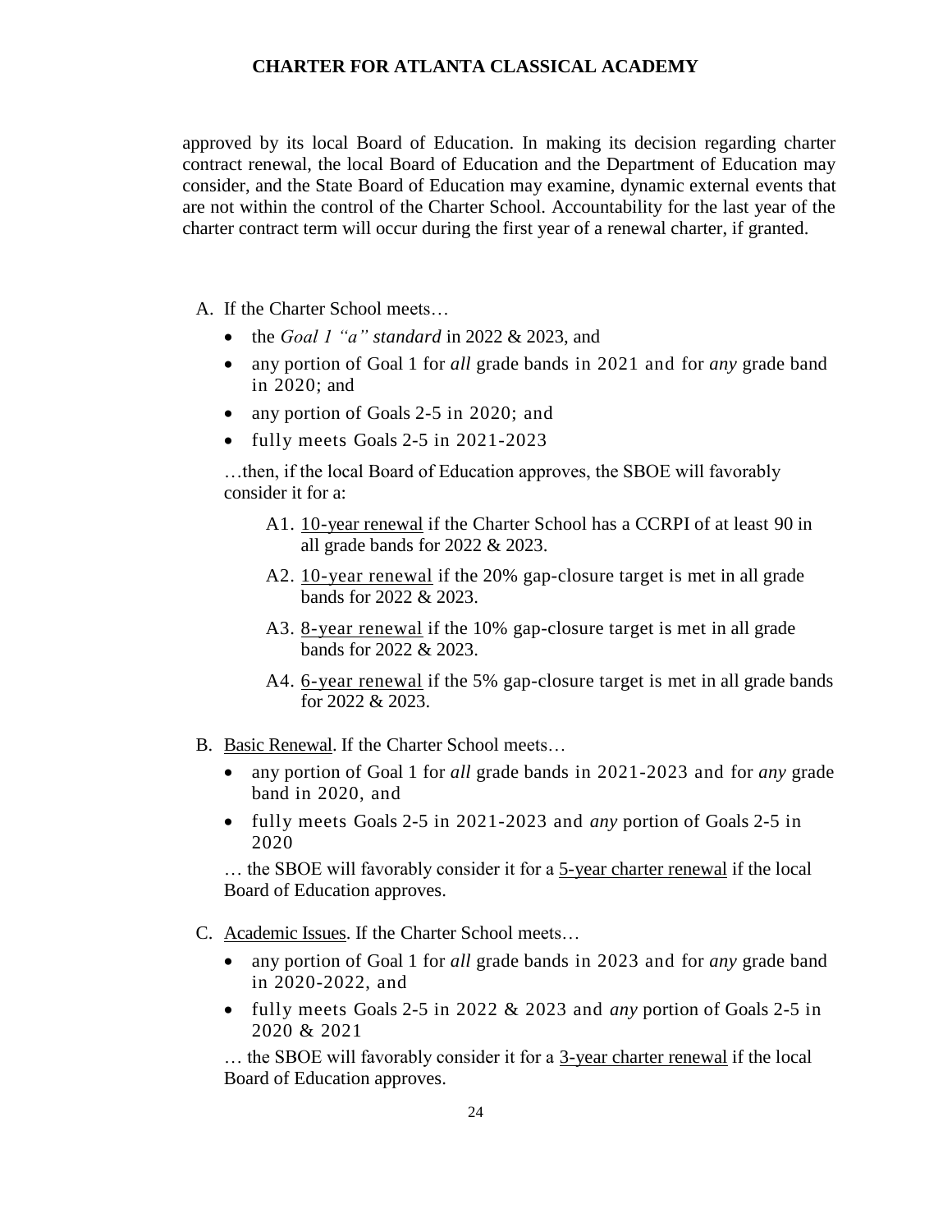approved by its local Board of Education. In making its decision regarding charter contract renewal, the local Board of Education and the Department of Education may consider, and the State Board of Education may examine, dynamic external events that are not within the control of the Charter School. Accountability for the last year of the charter contract term will occur during the first year of a renewal charter, if granted.

A. If the Charter School meets…

- the *Goal 1 "a" standard* in 2022 & 2023, and
- any portion of Goal 1 for *all* grade bands in 2021 and for *any* grade band in 2020; and
- any portion of Goals 2-5 in 2020; and
- fully meets Goals 2-5 in 2021-2023

…then, if the local Board of Education approves, the SBOE will favorably consider it for a:

A1. <u>10-year renewal</u> if the Charter School has a CCRPI of at least 90 in all grade bands for 2022 & 2023.

A2. <u>10-year renewal</u> if the 20% gap-closure target is met in all grade bands for 2022 & 2023.

A3. <u>8-year renewal</u> if the 10% gap-closure target is met in all grade bands for 2022 & 2023.

A4. <u>6-year renewal</u> if the 5% gap-closure target is met in all grade bands for 2022 & 2023.

B. <u>Basic Renewal</u>. If the Charter School meets…

- any portion of Goal 1 for *all* grade bands in 2021-2023 and for *any* grade band in 2020, and
- fully meets Goals 2-5 in 2021-2023 and *any* portion of Goals 2-5 in 2020

… the SBOE will favorably consider it for a <u>5-year charter renewal</u> if the local Board of Education approves.

C. <u>Academic Issues</u>. If the Charter School meets…

- any portion of Goal 1 for *all* grade bands in 2023 and for *any* grade band in 2020-2022, and
- fully meets Goals 2-5 in 2022 & 2023 and *any* portion of Goals 2-5 in 2020 & 2021

… the SBOE will favorably consider it for a <u>3-year charter renewal</u> if the local Board of Education approves.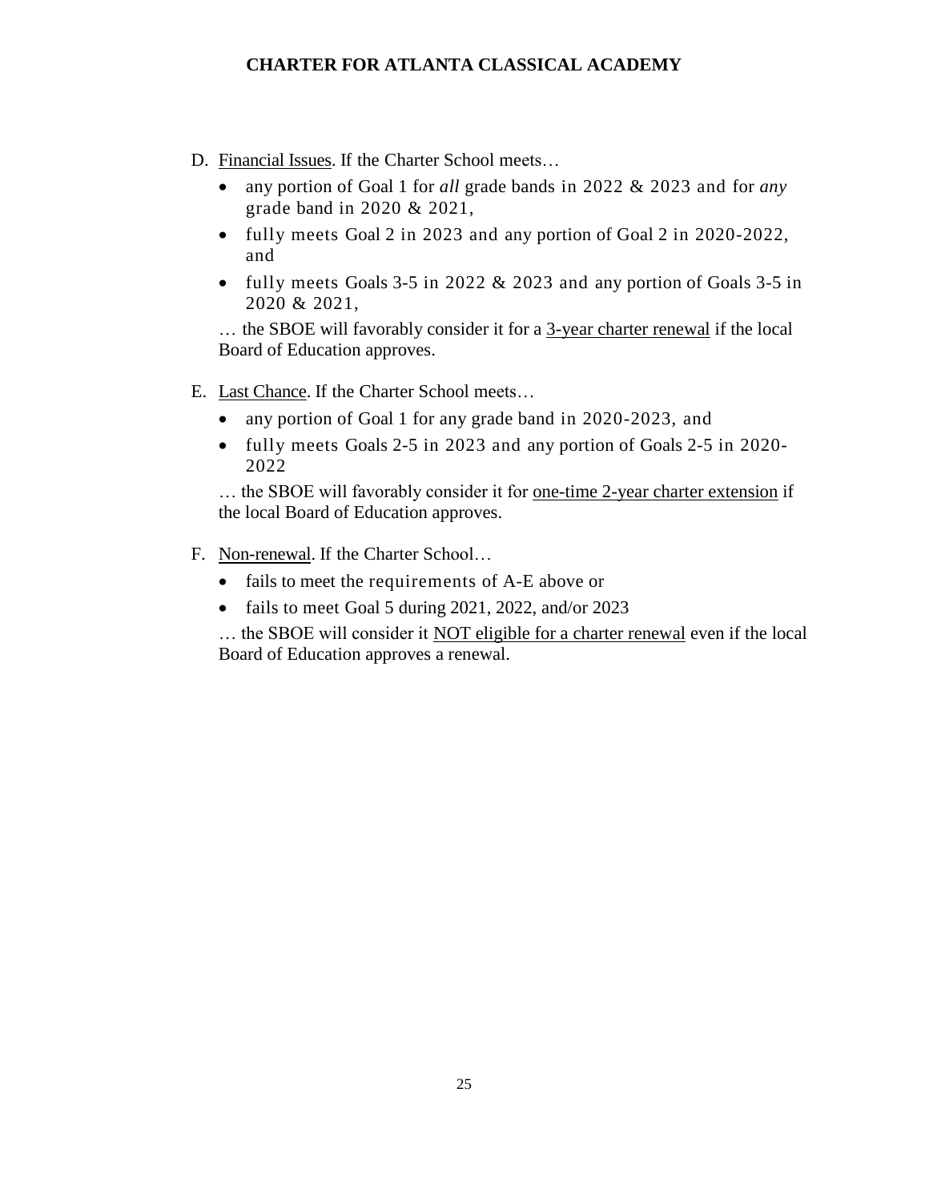D. <u>Financial Issues</u>. If the Charter School meets…

   - any portion of Goal 1 for *all* grade bands in 2022 & 2023 and for *any* grade band in 2020 & 2021,
   - fully meets Goal 2 in 2023 and any portion of Goal 2 in 2020-2022, and
   - fully meets Goals 3-5 in 2022 & 2023 and any portion of Goals 3-5 in 2020 & 2021,

   … the SBOE will favorably consider it for a <u>3-year charter renewal</u> if the local Board of Education approves.

E. <u>Last Chance</u>. If the Charter School meets…

   - any portion of Goal 1 for any grade band in 2020-2023, and
   - fully meets Goals 2-5 in 2023 and any portion of Goals 2-5 in 2020-2022

   … the SBOE will favorably consider it for <u>one-time 2-year charter extension</u> if the local Board of Education approves.

F. <u>Non-renewal</u>. If the Charter School…

   - fails to meet the requirements of A-E above or
   - fails to meet Goal 5 during 2021, 2022, and/or 2023

   … the SBOE will consider it <u>NOT eligible for a charter renewal</u> even if the local Board of Education approves a renewal.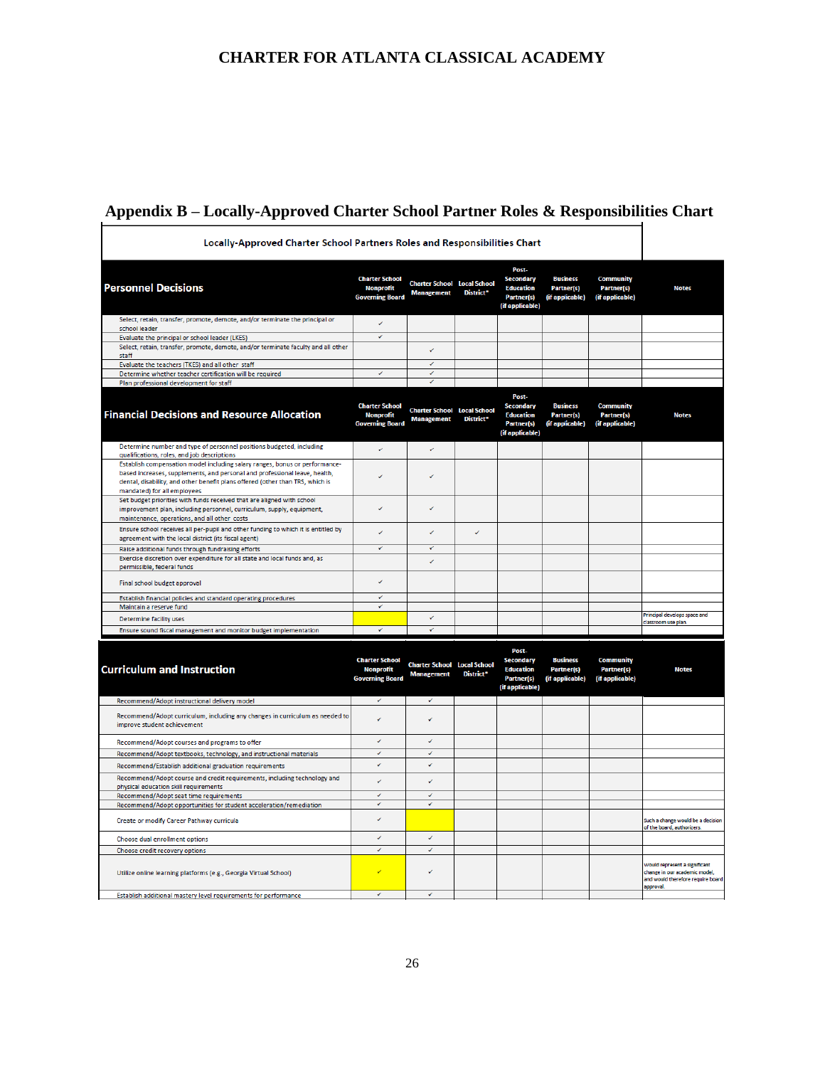# CHARTER FOR ATLANTA CLASSICAL ACADEMY

## Appendix B – Locally-Approved Charter School Partner Roles & Responsibilities Chart

**Locally-Approved Charter School Partners Roles and Responsibilities Chart**

| Personnel Decisions | Charter School Nonprofit Governing Board | Charter School Management | Local School District* | Post-Secondary Education Partner(s) (if applicable) | Business Partner(s) (if applicable) | Community Partner(s) (if applicable) | Notes |
|---|---|---|---|---|---|---|---|
| Select, retain, transfer, promote, demote, and/or terminate the principal or school leader | ✓ | | | | | | |
| Evaluate the principal or school leader (LKES) | ✓ | | | | | | |
| Select, retain, transfer, promote, demote, and/or terminate faculty and all other staff | | ✓ | | | | | |
| Evaluate the teachers (TKES) and all other staff | | ✓ | | | | | |
| Determine whether teacher certification will be required | ✓ | ✓ | | | | | |
| Plan professional development for staff | | ✓ | | | | | |

| Financial Decisions and Resource Allocation | Charter School Nonprofit Governing Board | Charter School Management | Local School District* | Post-Secondary Education Partner(s) (if applicable) | Business Partner(s) (if applicable) | Community Partner(s) (if applicable) | Notes |
|---|---|---|---|---|---|---|---|
| Determine number and type of personnel positions budgeted, including qualifications, roles, and job descriptions | ✓ | ✓ | | | | | |
| Establish compensation model including salary ranges, bonus or performance-based increases, supplements, and personal and professional leave, health, dental, disability, and other benefit plans offered (other than TRS, which is mandated) for all employees | ✓ | ✓ | | | | | |
| Set budget priorities with funds received that are aligned with school improvement plan, including personnel, curriculum, supply, equipment, maintenance, operations, and all other costs | ✓ | ✓ | | | | | |
| Ensure school receives all per-pupil and other funding to which it is entitled by agreement with the local district (its fiscal agent) | ✓ | ✓ | ✓ | | | | |
| Raise additional funds through fundraising efforts | ✓ | ✓ | | | | | |
| Exercise discretion over expenditure for all state and local funds and, as permissible, federal funds | | ✓ | | | | | |
| Final school budget approval | ✓ | | | | | | |
| Establish financial policies and standard operating procedures | ✓ | | | | | | |
| Maintain a reserve fund | ✓ | | | | | | |
| Determine facility uses | | ✓ | | | | | Principal develops space and classroom use plan. |
| Ensure sound fiscal management and monitor budget implementation | ✓ | ✓ | | | | | |

| Curriculum and Instruction | Charter School Nonprofit Governing Board | Charter School Management | Local School District* | Post-Secondary Education Partner(s) (if applicable) | Business Partner(s) (if applicable) | Community Partner(s) (if applicable) | Notes |
|---|---|---|---|---|---|---|---|
| Recommend/Adopt instructional delivery model | ✓ | ✓ | | | | | |
| Recommend/Adopt curriculum, including any changes in curriculum as needed to improve student achievement | ✓ | ✓ | | | | | |
| Recommend/Adopt courses and programs to offer | ✓ | ✓ | | | | | |
| Recommend/Adopt textbooks, technology, and instructional materials | ✓ | ✓ | | | | | |
| Recommend/Establish additional graduation requirements | ✓ | ✓ | | | | | |
| Recommend/Adopt course and credit requirements, including technology and physical education skill requirements | ✓ | ✓ | | | | | |
| Recommend/Adopt seat time requirements | ✓ | ✓ | | | | | |
| Recommend/Adopt opportunities for student acceleration/remediation | ✓ | ✓ | | | | | |
| Create or modify Career Pathway curricula | ✓ | | | | | | Such a change would be a decision of the board, authorizers. |
| Choose dual enrollment options | ✓ | ✓ | | | | | |
| Choose credit recovery options | ✓ | ✓ | | | | | |
| Utilize online learning platforms (e.g., Georgia Virtual School) | ✓ | ✓ | | | | | Would represent a significant change in our academic model, and would therefore require board approval. |
| Establish additional mastery level requirements for performance | ✓ | ✓ | | | | | |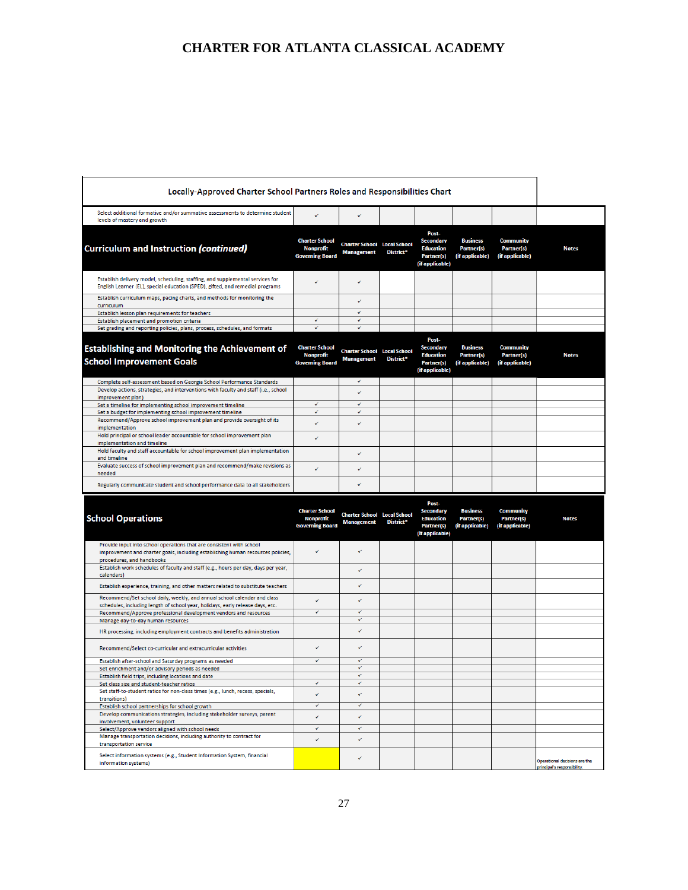# CHARTER FOR ATLANTA CLASSICAL ACADEMY

**Locally-Approved Charter School Partners Roles and Responsibilities Chart**

| | Charter School Nonprofit Governing Board | Charter School Management | Local School District* | Post-Secondary Education Partner(s) (if applicable) | Business Partner(s) (if applicable) | Community Partner(s) (if applicable) | Notes |
|---|---|---|---|---|---|---|---|
| Select additional formative and/or summative assessments to determine student levels of mastery and growth | ✓ | ✓ | | | | | |
| **Curriculum and Instruction *(continued)*** | **Charter School Nonprofit Governing Board** | **Charter School Management** | **Local School District*** | **Post-Secondary Education Partner(s) (if applicable)** | **Business Partner(s) (if applicable)** | **Community Partner(s) (if applicable)** | **Notes** |
| Establish delivery model, scheduling, staffing, and supplemental services for English Learner (EL), special education (SPED), gifted, and remedial programs | ✓ | ✓ | | | | | |
| Establish curriculum maps, pacing charts, and methods for monitoring the curriculum | | ✓ | | | | | |
| Establish lesson plan requirements for teachers | | ✓ | | | | | |
| Establish placement and promotion criteria | ✓ | ✓ | | | | | |
| Set grading and reporting policies, plans, process, schedules, and formats | ✓ | ✓ | | | | | |
| **Establishing and Monitoring the Achievement of School Improvement Goals** | **Charter School Nonprofit Governing Board** | **Charter School Management** | **Local School District*** | **Post-Secondary Education Partner(s) (if applicable)** | **Business Partner(s) (if applicable)** | **Community Partner(s) (if applicable)** | **Notes** |
| Complete self-assessment based on Georgia School Performance Standards | | ✓ | | | | | |
| Develop actions, strategies, and interventions with faculty and staff (i.e., school improvement plan) | | ✓ | | | | | |
| Set a timeline for implementing school improvement timeline | ✓ | ✓ | | | | | |
| Set a budget for implementing school improvement timeline | ✓ | ✓ | | | | | |
| Recommend/Approve school improvement plan and provide oversight of its implementation | ✓ | ✓ | | | | | |
| Hold principal or school leader accountable for school improvement plan implementation and timeline | ✓ | | | | | | |
| Hold faculty and staff accountable for school improvement plan implementation and timeline | | ✓ | | | | | |
| Evaluate success of school improvement plan and recommend/make revisions as needed | ✓ | ✓ | | | | | |
| Regularly communicate student and school performance data to all stakeholders | | ✓ | | | | | |
| **School Operations** | **Charter School Nonprofit Governing Board** | **Charter School Management** | **Local School District*** | **Post-Secondary Education Partner(s) (if applicable)** | **Business Partner(s) (if applicable)** | **Community Partner(s) (if applicable)** | **Notes** |
| Provide input into school operations that are consistent with school improvement and charter goals, including establishing human resources policies, procedures, and handbooks | ✓ | ✓ | | | | | |
| Establish work schedules of faculty and staff (e.g., hours per day, days per year, calendars) | | ✓ | | | | | |
| Establish experience, training, and other matters related to substitute teachers | | ✓ | | | | | |
| Recommend/Set school daily, weekly, and annual school calendar and class schedules, including length of school year, holidays, early release days, etc. | ✓ | ✓ | | | | | |
| Recommend/Approve professional development vendors and resources | ✓ | ✓ | | | | | |
| Manage day-to-day human resources | | ✓ | | | | | |
| HR processing, including employment contracts and benefits administration | | ✓ | | | | | |
| Recommend/Select co-curricular and extracurricular activities | ✓ | ✓ | | | | | |
| Establish after-school and Saturday programs as needed | ✓ | ✓ | | | | | |
| Set enrichment and/or advisory periods as needed | | ✓ | | | | | |
| Establish field trips, including locations and date | | ✓ | | | | | |
| Set class size and student-teacher ratios | ✓ | ✓ | | | | | |
| Set staff-to-student ratios for non-class times (e.g., lunch, recess, specials, transitions) | ✓ | ✓ | | | | | |
| Establish school partnerships for school growth | ✓ | ✓ | | | | | |
| Develop communications strategies, including stakeholder surveys, parent involvement, volunteer support | ✓ | ✓ | | | | | |
| Select/Approve vendors aligned with school needs | ✓ | ✓ | | | | | |
| Manage transportation decisions, including authority to contract for transportation service | ✓ | ✓ | | | | | |
| Select information systems (e.g., Student Information System, financial information systems) | | ✓ | | | | | Operational decisions are the principal's responsibility. |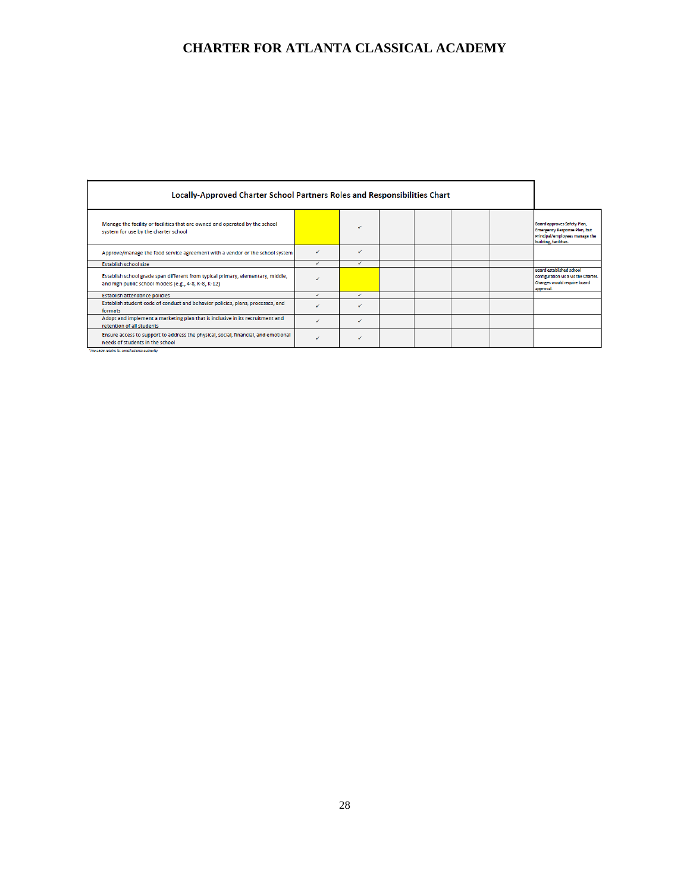## CHARTER FOR ATLANTA CLASSICAL ACADEMY

| Locally-Approved Charter School Partners Roles and Responsibilities Chart | | | | | | | |
|---|---|---|---|---|---|---|---|
| Manage the facility or facilities that are owned and operated by the school system for use by the charter school | | ✓ | | | | | Board approves Safety Plan, Emergency Response Plan, but Principal/employees manage the building, facilities. |
| Approve/manage the food service agreement with a vendor or the school system | ✓ | ✓ | | | | | |
| Establish school size | ✓ | ✓ | | | | | |
| Establish school grade span different from typical primary, elementary, middle, and high public school models (e.g., 4-8, K-8, K-12) | ✓ | | | | | | Board established school configuration vis a vis the Charter. Changes would require board approval. |
| Establish attendance policies | ✓ | ✓ | | | | | |
| Establish student code of conduct and behavior policies, plans, processes, and formats | ✓ | ✓ | | | | | |
| Adopt and implement a marketing plan that is inclusive in its recruitment and retention of all students | ✓ | ✓ | | | | | |
| Ensure access to support to address the physical, social, financial, and emotional needs of students in the school | ✓ | ✓ | | | | | |

*The LBOE retains its constitutional authority